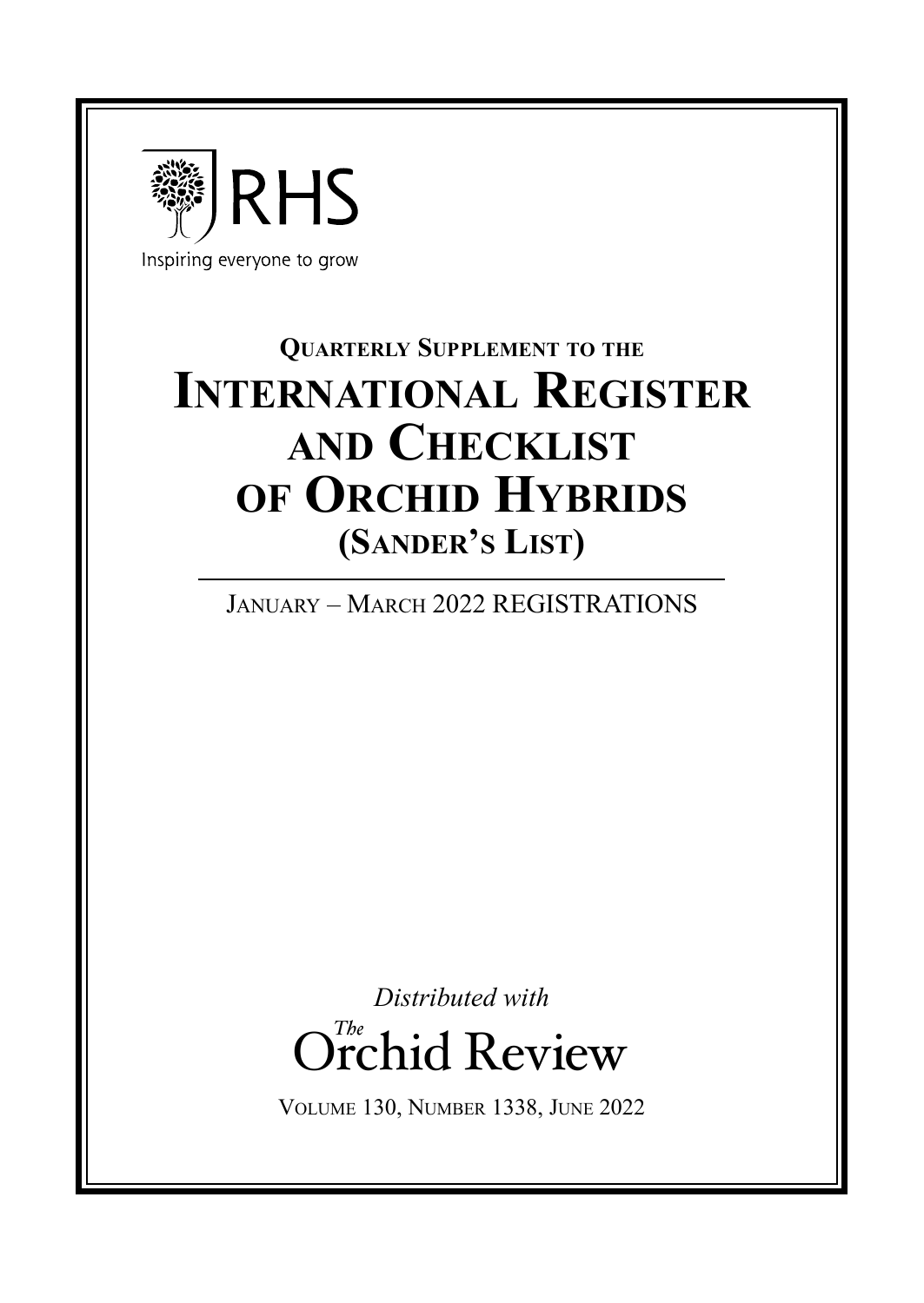RHS

Inspiring everyone to grow

### Quarterly Supplement to the

# International Register and Checklist of Orchid Hybrids (Sander's List)

January – March 2022 REGISTRATIONS

*Distributed with*

The Orchid Review

Volume 130, Number 1338, June 2022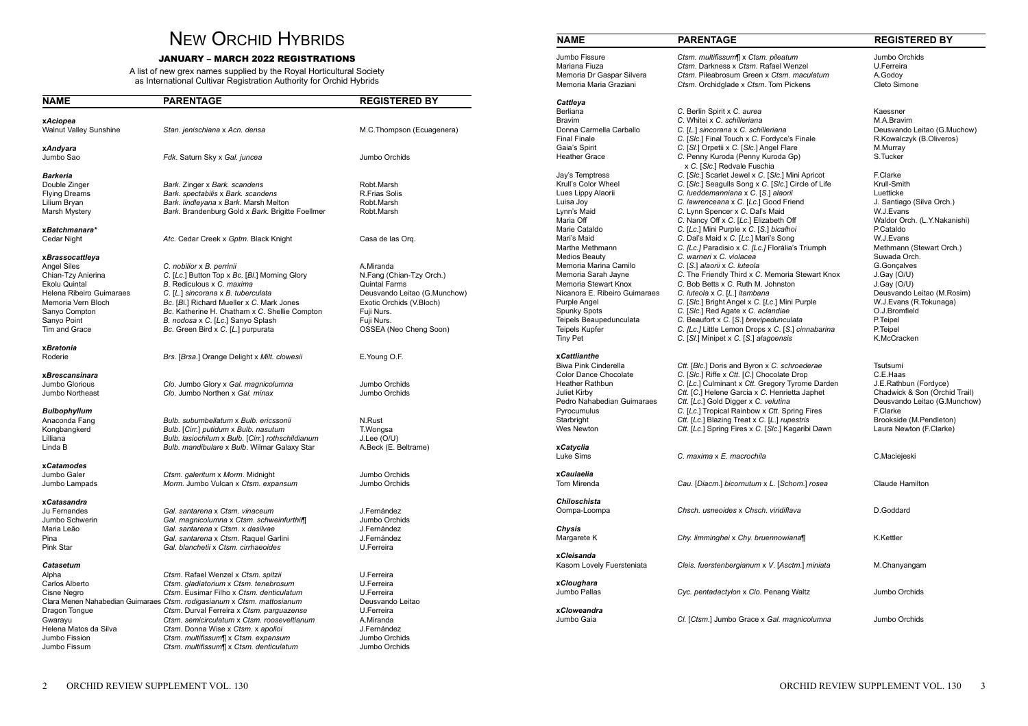# New Orchid Hybrids

## JANUARY – MARCH 2022 REGISTRATIONS

A list of new grex names supplied by the Royal Horticultural Society as International Cultivar Registration Authority for Orchid Hybrids

| NAME | PARENTAGE | REGISTERED BY |
|---|---|---|
| **x*Aciopea*** | | |
| Walnut Valley Sunshine | *Stan. jenischiana* x *Acn. densa* | M.C.Thompson (Ecuagenera) |
| **x*Andyara*** | | |
| Jumbo Sao | *Fdk.* Saturn Sky x *Gal. juncea* | Jumbo Orchids |
| ***Barkeria*** | | |
| Double Zinger | *Bark.* Zinger x *Bark. scandens* | Robt.Marsh |
| Flying Dreams | *Bark. spectabilis* x *Bark. scandens* | R.Frias Solis |
| Lilium Bryan | *Bark. lindleyana* x *Bark.* Marsh Melton | Robt.Marsh |
| Marsh Mystery | *Bark.* Brandenburg Gold x *Bark.* Brigitte Foellmer | Robt.Marsh |
| **x*Batchmanara**** | | |
| Cedar Night | *Atc.* Cedar Creek x *Gptm.* Black Knight | Casa de las Orq. |
| **x*Brassocattleya*** | | |
| Angel Siles | *C. nobilior* x *B. perrinii* | A.Miranda |
| Chian-Tzy Anierina | *C.* [*Lc.*] Button Top x *Bc.* [*Bl.*] Morning Glory | N.Fang (Chian-Tzy Orch.) |
| Ekolu Quintal | *B.* Rediculous x *C. maxima* | Quintal Farms |
| Helena Ribeiro Guimaraes | *C.* [*L.*] *sincorana* x *B. tuberculata* | Deusvando Leitao (G.Munchow) |
| Memoria Vern Bloch | *Bc.* [*Bl.*] Richard Mueller x *C.* Mark Jones | Exotic Orchids (V.Bloch) |
| Sanyo Compton | *Bc.* Katherine H. Chatham x *C.* Shellie Compton | Fuji Nurs. |
| Sanyo Point | *B. nodosa* x *C.* [*Lc.*] Sanyo Splash | Fuji Nurs. |
| Tim and Grace | *Bc.* Green Bird x *C.* [*L.*] purpurata | OSSEA (Neo Cheng Soon) |
| **x*Bratonia*** | | |
| Roderie | *Brs.* [*Brsa.*] Orange Delight x *Milt. clowesii* | E.Young O.F. |
| **x*Brescansinara*** | | |
| Jumbo Glorious | *Clo.* Jumbo Glory x *Gal. magnicolumna* | Jumbo Orchids |
| Jumbo Northeast | *Clo.* Jumbo Northen x *Gal. minax* | Jumbo Orchids |
| ***Bulbophyllum*** | | |
| Anaconda Fang | *Bulb. subumbellatum* x *Bulb. ericssonii* | N.Rust |
| Kongbangkerd | *Bulb.* [*Cirr.*] *putidum* x *Bulb. nasutum* | T.Wongsa |
| Lilliana | *Bulb. lasiochilum* x *Bulb.* [*Cirr.*] *rothschildianum* | J.Lee (O/U) |
| Linda B | *Bulb. mandibulare* x *Bulb.* Wilmar Galaxy Star | A.Beck (E. Beltrame) |
| **x*Catamodes*** | | |
| Jumbo Galer | *Ctsm. galeritum* x *Morm.* Midnight | Jumbo Orchids |
| Jumbo Lampads | *Morm.* Jumbo Vulcan x *Ctsm. expansum* | Jumbo Orchids |
| **x*Catasandra*** | | |
| Ju Fernandes | *Gal. santarena* x *Ctsm. vinaceum* | J.Fernández |
| Jumbo Schwerin | *Gal. magnicolumna* x *Ctsm. schweinfurthii*¶ | Jumbo Orchids |
| Maria Leão | *Gal. santarena* x *Ctsm.* x *dasilvae* | J.Fernández |
| Pina | *Gal. santarena* x *Ctsm.* Raquel Garlini | J.Fernández |
| Pink Star | *Gal. blanchetii* x *Ctsm. cirrhaeoides* | U.Ferreira |
| ***Catasetum*** | | |
| Alpha | *Ctsm.* Rafael Wenzel x *Ctsm. spitzii* | U.Ferreira |
| Carlos Alberto | *Ctsm. gladiatorium* x *Ctsm. tenebrosum* | U.Ferreira |
| Cisne Negro | *Ctsm.* Eusimar Filho x *Ctsm. denticulatum* | U.Ferreira |
| Clara Menen Nahabedian Guimaraes | *Ctsm. rodigasianum* x *Ctsm. mattosianum* | Deusvando Leitao |
| Dragon Tongue | *Ctsm.* Durval Ferreira x *Ctsm. parguazense* | U.Ferreira |
| Gwarayu | *Ctsm. semicirculatum* x *Ctsm. rooseveltianum* | A.Miranda |
| Helena Matos da Silva | *Ctsm.* Donna Wise x *Ctsm.* x *apolloi* | J.Fernández |
| Jumbo Fission | *Ctsm. multifissum*¶ x *Ctsm. expansum* | Jumbo Orchids |
| Jumbo Fissum | *Ctsm. multifissum*¶ x *Ctsm. denticulatum* | Jumbo Orchids |
| Jumbo Fissure | *Ctsm. multifissum*¶ x *Ctsm. pileatum* | Jumbo Orchids |
| Mariana Fiuza | *Ctsm.* Darkness x *Ctsm.* Rafael Wenzel | U.Ferreira |
| Memoria Dr Gaspar Silvera | *Ctsm.* Pileabrosum Green x *Ctsm. maculatum* | A.Godoy |
| Memoria Maria Graziani | *Ctsm.* Orchidglade x *Ctsm.* Tom Pickens | Cleto Simone |
| ***Cattleya*** | | |
| Berliana | *C.* Berlin Spirit x *C. aurea* | Kaessner |
| Bravim | *C.* Whitei x *C. schilleriana* | M.A.Bravim |
| Donna Carmella Carballo | *C.* [*L.*] *sincorana* x *C. schilleriana* | Deusvando Leitao (G.Muchow) |
| Final Finale | *C.* [*Slc.*] Final Touch x *C.* Fordyce's Finale | R.Kowalczyk (B.Oliveros) |
| Gaia's Spirit | *C.* [*Sl.*] Orpetii x *C.* [*Slc.*] Angel Flare | M.Murray |
| Heather Grace | *C.* Penny Kuroda (Penny Kuroda Gp) x *C.* [*Slc.*] Redvale Fuschia | S.Tucker |
| Jay's Temptress | *C.* [*Slc.*] Scarlet Jewel x *C.* [*Slc.*] Mini Apricot | F.Clarke |
| Krull's Color Wheel | *C.* [*Slc.*] Seagulls Song x *C.* [*Slc.*] Circle of Life | Krull-Smith |
| Lues Lippy Alaorii | *C. lueddemanniana* x *C.* [*S.*] *alaorii* | Luetticke |
| Luisa Joy | *C. lawrenceana* x *C.* [*Lc.*] Good Friend | J. Santiago (Silva Orch.) |
| Lynn's Maid | *C.* Lynn Spencer x *C.* Dal's Maid | W.J.Evans |
| Maria Off | *C.* Nancy Off x *C.* [*Lc.*] Elizabeth Off | Waldor Orch. (L.Y.Nakanishi) |
| Marie Cataldo | *C.* [*Lc.*] Mini Purple x *C.* [*S.*] *bicalhoi* | P.Cataldo |
| Mari's Maid | *C.* Dal's Maid x *C.* [*Lc.*] Mari's Song | W.J.Evans |
| Marthe Methmann | *C.* [*Lc.*] Paradisio x *C.* [*Lc.*] Florália's Triumph | Methmann (Stewart Orch.) |
| Medios Beauty | *C. warneri* x *C. violacea* | Suwada Orch. |
| Memoria Marina Camilo | *C.* [*S.*] *alaorii* x *C. luteola* | G.Gonçalves |
| Memoria Sarah Jayne | *C.* The Friendly Third x *C.* Memoria Stewart Knox | J.Gay (O/U) |
| Memoria Stewart Knox | *C.* Bob Betts x *C.* Ruth M. Johnston | J.Gay (O/U) |
| Nicanora E. Ribeiro Guimaraes | *C. luteola* x *C.* [*L.*] *itambana* | Deusvando Leitao (M.Rosim) |
| Purple Angel | *C.* [*Slc.*] Bright Angel x *C.* [*Lc.*] Mini Purple | W.J.Evans (R.Tokunaga) |
| Spunky Spots | *C.* [*Slc.*] Red Agate x *C. aclandiae* | O.J.Bromfield |
| Teipels Beaupedunculata | *C.* Beaufort x *C.* [*S.*] *brevipedunculata* | P.Teipel |
| Teipels Kupfer | *C.* [*Lc.*] Little Lemon Drops x *C.* [*S.*] *cinnabarina* | P.Teipel |
| Tiny Pet | *C.* [*Sl.*] Minipet x *C.* [*S.*] *alagoensis* | K.McCracken |
| **x*Cattlianthe*** | | |
| Biwa Pink Cinderella | *Ctt.* [*Blc.*] Doris and Byron x *C. schroederae* | Tsutsumi |
| Color Dance Chocolate | *C.* [*Slc.*] Riffe x *Ctt.* [*C.*] Chocolate Drop | C.E.Haas |
| Heather Rathbun | *C.* [*Lc.*] Culminant x *Ctt.* Gregory Tyrome Darden | J.E.Rathbun (Fordyce) |
| Juliet Kirby | *Ctt.* [*C.*] Helene Garcia x *C.* Henrietta Japhet | Chadwick & Son (Orchid Trail) |
| Pedro Nahabedian Guimaraes | *Ctt.* [*Lc.*] Gold Digger x *C. velutina* | Deusvando Leitao (G.Munchow) |
| Pyrocumulus | *C.* [*Lc.*] Tropical Rainbow x *Ctt.* Spring Fires | F.Clarke |
| Starbright | *Ctt.* [*Lc.*] Blazing Treat x *C.* [*L.*] *rupestris* | Brookside (M.Pendleton) |
| Wes Newton | *Ctt.* [*Lc.*] Spring Fires x *C.* [*Slc.*] Kagaribi Dawn | Laura Newton (F.Clarke) |
| **x*Catyclia*** | | |
| Luke Sims | *C. maxima* x *E. macrochila* | C.Maciejeski |
| **x*Caulaelia*** | | |
| Tom Mirenda | *Cau.* [*Diacm.*] *bicornutum* x *L.* [*Schom.*] *rosea* | Claude Hamilton |
| ***Chiloschista*** | | |
| Oompa-Loompa | *Chsch. usneoides* x *Chsch. viridiflava* | D.Goddard |
| ***Chysis*** | | |
| Margarete K | *Chy. limminghei* x *Chy. bruennowiana*¶ | K.Kettler |
| **x*Cleisanda*** | | |
| Kasorn Lovely Fuersteniata | *Cleis. fuerstenbergianum* x *V.* [*Asctm.*] *miniata* | M.Chanyangam |
| **x*Cloughara*** | | |
| Jumbo Pallas | *Cyc. pentadactylon* x *Clo.* Penang Waltz | Jumbo Orchids |
| **x*Cloweandra*** | | |
| Jumbo Gaia | *Cl.* [*Ctsm.*] Jumbo Grace x *Gal. magnicolumna* | Jumbo Orchids |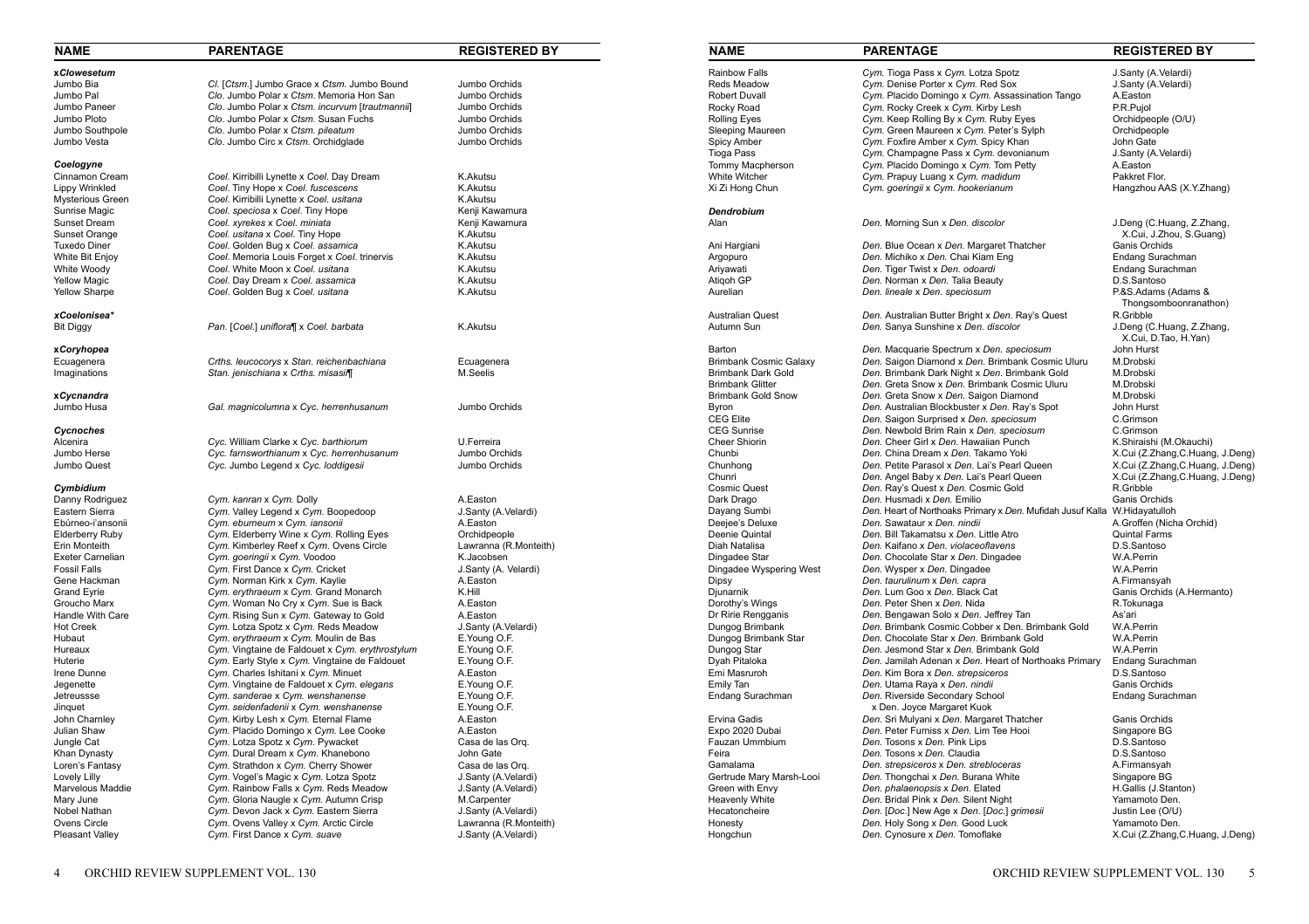| NAME | PARENTAGE | REGISTERED BY |
|---|---|---|
| ***xClowesetum*** | | |
| Jumbo Bia | *Cl.* [*Ctsm.*] Jumbo Grace x *Ctsm.* Jumbo Bound | Jumbo Orchids |
| Jumbo Pal | *Clo.* Jumbo Polar x *Ctsm.* Memoria Hon San | Jumbo Orchids |
| Jumbo Paneer | *Clo.* Jumbo Polar x *Ctsm. incurvum* [*trautmannii*] | Jumbo Orchids |
| Jumbo Ploto | *Clo.* Jumbo Polar x *Ctsm.* Susan Fuchs | Jumbo Orchids |
| Jumbo Southpole | *Clo.* Jumbo Polar x *Ctsm. pileatum* | Jumbo Orchids |
| Jumbo Vesta | *Clo.* Jumbo Circ x *Ctsm.* Orchidglade | Jumbo Orchids |
| ***Coelogyne*** | | |
| Cinnamon Cream | *Coel.* Kirribilli Lynette x *Coel.* Day Dream | K.Akutsu |
| Lippy Wrinkled | *Coel.* Tiny Hope x *Coel. fuscescens* | K.Akutsu |
| Mysterious Green | *Coel.* Kirribilli Lynette x *Coel. usitana* | K.Akutsu |
| Sunrise Magic | *Coel. speciosa* x *Coel.* Tiny Hope | Kenji Kawamura |
| Sunset Dream | *Coel. xyrekes* x *Coel. miniata* | Kenji Kawamura |
| Sunset Orange | *Coel. usitana* x *Coel.* Tiny Hope | K.Akutsu |
| Tuxedo Diner | *Coel.* Golden Bug x *Coel. assamica* | K.Akutsu |
| White Bit Enjoy | *Coel.* Memoria Louis Forget x *Coel.* trinervis | K.Akutsu |
| White Woody | *Coel.* White Moon x *Coel. usitana* | K.Akutsu |
| Yellow Magic | *Coel.* Day Dream x *Coel. assamica* | K.Akutsu |
| Yellow Sharpe | *Coel.* Golden Bug x *Coel. usitana* | K.Akutsu |
| ***xCoelonisea**** | | |
| Bit Diggy | *Pan.* [*Coel.*] *uniflora*¶ x *Coel. barbata* | K.Akutsu |
| ***xCoryhopea*** | | |
| Ecuagenera | *Crths. leucocorys* x *Stan. reichenbachiana* | Ecuagenera |
| Imaginations | *Stan. jenischiana* x *Crths. misasii*¶ | M.Seelis |
| ***xCycnandra*** | | |
| Jumbo Husa | *Gal. magnicolumna* x *Cyc. herrenhusanum* | Jumbo Orchids |
| ***Cycnoches*** | | |
| Alcenira | *Cyc.* William Clarke x *Cyc. barthiorum* | U.Ferreira |
| Jumbo Herse | *Cyc. farnsworthianum* x *Cyc. herrenhusanum* | Jumbo Orchids |
| Jumbo Quest | *Cyc.* Jumbo Legend x *Cyc. loddigesii* | Jumbo Orchids |
| ***Cymbidium*** | | |
| Danny Rodriguez | *Cym. kanran* x *Cym.* Dolly | A.Easton |
| Eastern Sierra | *Cym.* Valley Legend x *Cym.* Boopedoop | J.Santy (A.Velardi) |
| Ebúrneo-i'ansonii | *Cym. eburneum* x *Cym. iansonii* | A.Easton |
| Elderberry Ruby | *Cym.* Elderberry Wine x *Cym.* Rolling Eyes | Orchidpeople |
| Erin Monteith | *Cym.* Kimberley Reef x *Cym.* Ovens Circle | Lawranna (R.Monteith) |
| Exeter Carnelian | *Cym. goeringii* x *Cym.* Voodoo | K.Jacobsen |
| Fossil Falls | *Cym.* First Dance x *Cym.* Cricket | J.Santy (A. Velardi) |
| Gene Hackman | *Cym.* Norman Kirk x *Cym.* Kaylie | A.Easton |
| Grand Eyrie | *Cym. erythraeum* x *Cym.* Grand Monarch | K.Hill |
| Groucho Marx | *Cym.* Woman No Cry x *Cym.* Sue is Back | A.Easton |
| Handle With Care | *Cym.* Rising Sun x *Cym.* Gateway to Gold | A.Easton |
| Hot Creek | *Cym.* Lotza Spotz x *Cym.* Reds Meadow | J.Santy (A.Velardi) |
| Hubaut | *Cym. erythraeum* x *Cym.* Moulin de Bas | E.Young O.F. |
| Hureaux | *Cym.* Vingtaine de Faldouet x *Cym. erythrostylum* | E.Young O.F. |
| Huterie | *Cym.* Early Style x *Cym.* Vingtaine de Faldouet | E.Young O.F. |
| Irene Dunne | *Cym.* Charles Ishitani x *Cym.* Minuet | A.Easton |
| Jegenette | *Cym.* Vingtaine de Faldouet x *Cym. elegans* | E.Young O.F. |
| Jetreussse | *Cym. sanderae* x *Cym. wenshanense* | E.Young O.F. |
| Jinquet | *Cym. seidenfadenii* x *Cym. wenshanense* | E.Young O.F. |
| John Charnley | *Cym.* Kirby Lesh x *Cym.* Eternal Flame | A.Easton |
| Julian Shaw | *Cym.* Placido Domingo x *Cym.* Lee Cooke | A.Easton |
| Jungle Cat | *Cym.* Lotza Spotz x *Cym.* Pywacket | Casa de las Orq. |
| Khan Dynasty | *Cym.* Dural Dream x *Cym.* Khanebono | John Gate |
| Loren's Fantasy | *Cym.* Strathdon x *Cym.* Cherry Shower | Casa de las Orq. |
| Lovely Lilly | *Cym.* Vogel's Magic x *Cym.* Lotza Spotz | J.Santy (A.Velardi) |
| Marvelous Maddie | *Cym.* Rainbow Falls x *Cym.* Reds Meadow | J.Santy (A.Velardi) |
| Mary June | *Cym.* Gloria Naugle x *Cym.* Autumn Crisp | M.Carpenter |
| Nobel Nathan | *Cym.* Devon Jack x *Cym.* Eastern Sierra | J.Santy (A.Velardi) |
| Ovens Circle | *Cym.* Ovens Valley x *Cym.* Arctic Circle | Lawranna (R.Monteith) |
| Pleasant Valley | *Cym.* First Dance x *Cym. suave* | J.Santy (A.Velardi) |
| Rainbow Falls | *Cym.* Tioga Pass x *Cym.* Lotza Spotz | J.Santy (A.Velardi) |
| Reds Meadow | *Cym.* Denise Porter x *Cym.* Red Sox | J.Santy (A.Velardi) |
| Robert Duvall | *Cym.* Placido Domingo x *Cym.* Assassination Tango | A.Easton |
| Rocky Road | *Cym.* Rocky Creek x *Cym.* Kirby Lesh | P.R.Pujol |
| Rolling Eyes | *Cym.* Keep Rolling By x *Cym.* Ruby Eyes | Orchidpeople (O/U) |
| Sleeping Maureen | *Cym.* Green Maureen x *Cym.* Peter's Sylph | Orchidpeople |
| Spicy Amber | *Cym.* Foxfire Amber x *Cym.* Spicy Khan | John Gate |
| Tioga Pass | *Cym.* Champagne Pass x *Cym. devonianum* | J.Santy (A.Velardi) |
| Tommy Macpherson | *Cym.* Placido Domingo x *Cym.* Tom Petty | A.Easton |
| White Witcher | *Cym.* Prapuy Luang x *Cym. madidum* | Pakkret Flor. |
| Xi Zi Hong Chun | *Cym. goeringii* x *Cym. hookerianum* | Hangzhou AAS (X.Y.Zhang) |
| ***Dendrobium*** | | |
| Alan | *Den.* Morning Sun x *Den. discolor* | J.Deng (C.Huang, Z.Zhang, X.Cui, J.Zhou, S.Guang) |
| Ani Hargiani | *Den.* Blue Ocean x *Den.* Margaret Thatcher | Ganis Orchids |
| Argopuro | *Den.* Michiko x *Den.* Chai Kiam Eng | Endang Surachman |
| Ariyawati | *Den.* Tiger Twist x *Den. odoardi* | Endang Surachman |
| Atiqoh GP | *Den.* Norman x *Den.* Talia Beauty | D.S.Santoso |
| Aurelian | *Den. lineale* x *Den. speciosum* | P.&S.Adams (Adams & Thongsomboonranathon) |
| Australian Quest | *Den.* Australian Butter Bright x *Den.* Ray's Quest | R.Gribble |
| Autumn Sun | *Den.* Sanya Sunshine x *Den. discolor* | J.Deng (C.Huang, Z.Zhang, X.Cui, D.Tao, H.Yan) |
| Barton | *Den.* Macquarie Spectrum x *Den. speciosum* | John Hurst |
| Brimbank Cosmic Galaxy | *Den.* Saigon Diamond x *Den.* Brimbank Cosmic Uluru | M.Drobski |
| Brimbank Dark Gold | *Den.* Brimbank Dark Night x *Den.* Brimbank Gold | M.Drobski |
| Brimbank Glitter | *Den.* Greta Snow x *Den.* Brimbank Cosmic Uluru | M.Drobski |
| Brimbank Gold Snow | *Den.* Greta Snow x *Den.* Saigon Diamond | M.Drobski |
| Byron | *Den.* Australian Blockbuster x *Den.* Ray's Spot | John Hurst |
| CEG Elite | *Den.* Saigon Surprised x *Den. speciosum* | C.Grimson |
| CEG Sunrise | *Den.* Newbold Brim Rain x *Den. speciosum* | C.Grimson |
| Cheer Shiorin | *Den.* Cheer Girl x *Den.* Hawaiian Punch | K.Shiraishi (M.Okauchi) |
| Chunbi | *Den.* China Dream x *Den.* Takamo Yoki | X.Cui (Z.Zhang,C.Huang, J.Deng) |
| Chunhong | *Den.* Petite Parasol x *Den.* Lai's Pearl Queen | X.Cui (Z.Zhang,C.Huang, J.Deng) |
| Chunri | *Den.* Angel Baby x *Den.* Lai's Pearl Queen | X.Cui (Z.Zhang,C.Huang, J.Deng) |
| Cosmic Quest | *Den.* Ray's Quest x *Den.* Cosmic Gold | R.Gribble |
| Dark Drago | *Den.* Husmadi x *Den.* Emilio | Ganis Orchids |
| Dayang Sumbi | *Den.* Heart of Northoaks Primary x *Den.* Mufidah Jusuf Kalla | W.Hidayatulloh |
| Deejee's Deluxe | *Den.* Sawataur x *Den. nindii* | A.Groffen (Nicha Orchid) |
| Deenie Quintal | *Den.* Bill Takamatsu x *Den.* Little Atro | Quintal Farms |
| Diah Natalisa | *Den.* Kaifano x *Den. violaceoflavens* | D.S.Santoso |
| Dingadee Star | *Den.* Chocolate Star x *Den.* Dingadee | W.A.Perrin |
| Dingadee Wyspering West | *Den.* Wysper x *Den.* Dingadee | W.A.Perrin |
| Dipsy | *Den. taurulinum* x *Den. capra* | A.Firmansyah |
| Djunarnik | *Den.* Lum Goo x *Den.* Black Cat | Ganis Orchids (A.Hermanto) |
| Dorothy's Wings | *Den.* Peter Shen x *Den.* Nida | R.Tokunaga |
| Dr Ririe Rengganis | *Den.* Bengawan Solo x *Den.* Jeffrey Tan | As'ari |
| Dungog Brimbank | *Den.* Brimbank Cosmic Cobber x Den. Brimbank Gold | W.A.Perrin |
| Dungog Brimbank Star | *Den.* Chocolate Star x *Den.* Brimbank Gold | W.A.Perrin |
| Dungog Star | *Den.* Jesmond Star x *Den.* Brimbank Gold | W.A.Perrin |
| Dyah Pitaloka | *Den.* Jamilah Adenan x *Den.* Heart of Northoaks Primary | Endang Surachman |
| Emi Masruroh | *Den.* Kim Bora x *Den. strepsiceros* | D.S.Santoso |
| Emily Tan | *Den.* Utama Raya x *Den. nindii* | Ganis Orchids |
| Endang Surachman | *Den.* Riverside Secondary School x Den. Joyce Margaret Kuok | Endang Surachman |
| Ervina Gadis | *Den.* Sri Mulyani x *Den.* Margaret Thatcher | Ganis Orchids |
| Expo 2020 Dubai | *Den.* Peter Furniss x *Den.* Lim Tee Hooi | Singapore BG |
| Fauzan Ummbium | *Den.* Tosons x *Den.* Pink Lips | D.S.Santoso |
| Feira | *Den.* Tosons x *Den.* Claudia | D.S.Santoso |
| Gamalama | *Den. strepsiceros* x *Den. strebloceras* | A.Firmansyah |
| Gertrude Mary Marsh-Looi | *Den.* Thongchai x *Den.* Burana White | Singapore BG |
| Green with Envy | *Den. phalaenopsis* x *Den.* Elated | H.Gallis (J.Stanton) |
| Heavenly White | *Den.* Bridal Pink x *Den.* Silent Night | Yamamoto Den. |
| Hecatoncheire | *Den.* [*Doc.*] New Age x *Den.* [*Doc.*] *grimesii* | Justin Lee (O/U) |
| Honesty | *Den.* Holy Song x *Den.* Good Luck | Yamamoto Den. |
| Hongchun | *Den.* Cynosure x *Den.* Tomoflake | X.Cui (Z.Zhang,C.Huang, J.Deng) |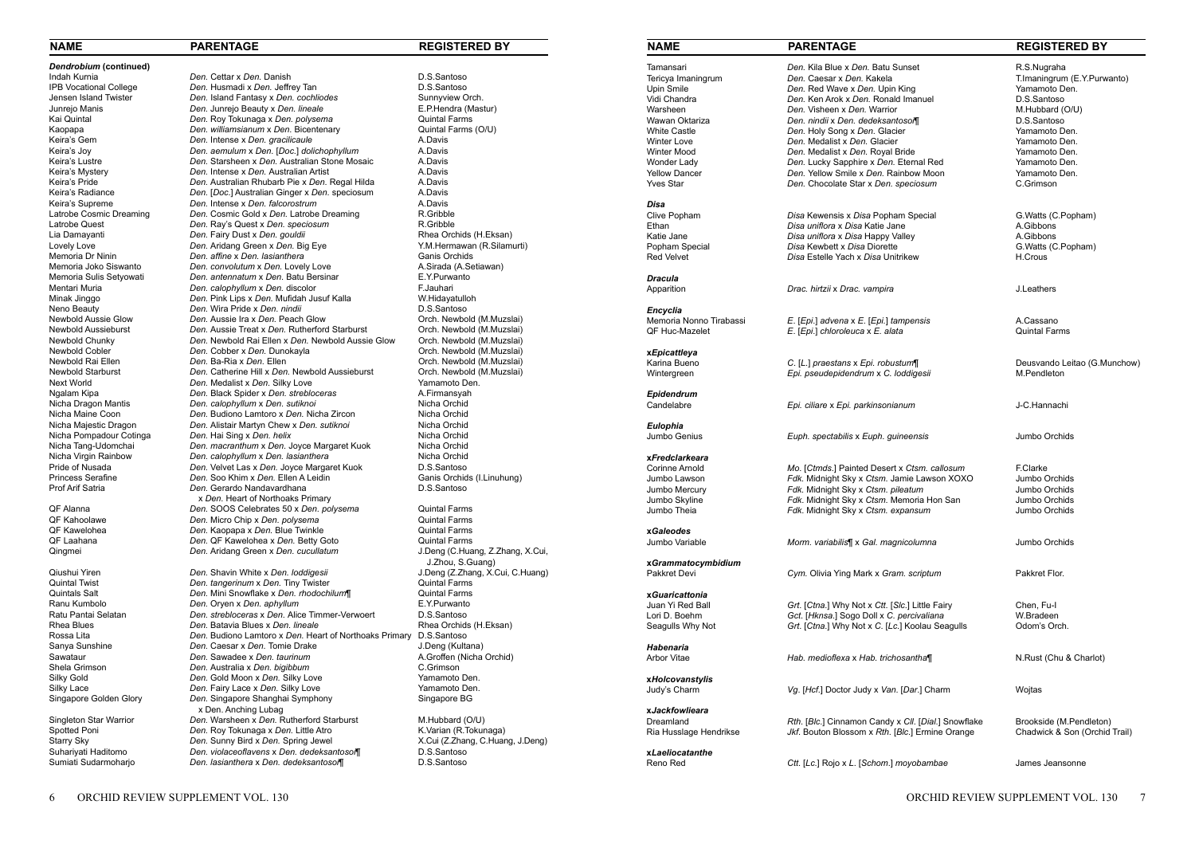| NAME | PARENTAGE | REGISTERED BY |
|---|---|---|
| ***Dendrobium* (continued)** | | |
| Indah Kurnia | *Den.* Cettar x *Den.* Danish | D.S.Santoso |
| IPB Vocational College | *Den.* Husmadi x *Den.* Jeffrey Tan | D.S.Santoso |
| Jensen Island Twister | *Den.* Island Fantasy x *Den. cochliodes* | Sunnyview Orch. |
| Junrejo Manis | *Den.* Junrejo Beauty x *Den. lineale* | E.P.Hendra (Mastur) |
| Kai Quintal | *Den.* Roy Tokunaga x *Den. polysema* | Quintal Farms |
| Kaopapa | *Den. williamsianum* x *Den.* Bicentenary | Quintal Farms (O/U) |
| Keira's Gem | *Den.* Intense x *Den. gracilicaule* | A.Davis |
| Keira's Joy | *Den. aemulum* x *Den.* [*Doc.*] *dolichophyllum* | A.Davis |
| Keira's Lustre | *Den.* Starsheen x *Den.* Australian Stone Mosaic | A.Davis |
| Keira's Mystery | *Den.* Intense x *Den.* Australian Artist | A.Davis |
| Keira's Pride | *Den.* Australian Rhubarb Pie x *Den.* Regal Hilda | A.Davis |
| Keira's Radiance | *Den.* [*Doc.*] Australian Ginger x *Den.* speciosum | A.Davis |
| Keira's Supreme | *Den.* Intense x *Den. falcorostrum* | A.Davis |
| Latrobe Cosmic Dreaming | *Den.* Cosmic Gold x *Den.* Latrobe Dreaming | R.Gribble |
| Latrobe Quest | *Den.* Ray's Quest x *Den. speciosum* | R.Gribble |
| Lia Damayanti | *Den.* Fairy Dust x *Den. gouldii* | Rhea Orchids (H.Eksan) |
| Lovely Love | *Den.* Aridang Green x *Den.* Big Eye | Y.M.Hermawan (R.Silamurti) |
| Memoria Dr Ninin | *Den. affine* x *Den. lasianthera* | Ganis Orchids |
| Memoria Joko Siswanto | *Den. convolutum* x *Den.* Lovely Love | A.Sirada (A.Setiawan) |
| Memoria Sulis Setyowati | *Den. antennatum* x *Den.* Batu Bersinar | E.Y.Purwanto |
| Mentari Muria | *Den. calophyllum* x *Den.* discolor | F.Jauhari |
| Minak Jinggo | *Den.* Pink Lips x *Den.* Mufidah Jusuf Kalla | W.Hidayatulloh |
| Neno Beauty | *Den.* Wira Pride x *Den. nindii* | D.S.Santoso |
| Newbold Aussie Glow | *Den.* Aussie Ira x *Den.* Peach Glow | Orch. Newbold (M.Muzslai) |
| Newbold Aussieburst | *Den.* Aussie Treat x *Den.* Rutherford Starburst | Orch. Newbold (M.Muzslai) |
| Newbold Chunky | *Den.* Newbold Rai Ellen x *Den.* Newbold Aussie Glow | Orch. Newbold (M.Muzslai) |
| Newbold Cobler | *Den.* Cobber x *Den.* Dunokayla | Orch. Newbold (M.Muzslai) |
| Newbold Rai Ellen | *Den.* Ba-Ria x *Den.* Ellen | Orch. Newbold (M.Muzslai) |
| Newbold Starburst | *Den.* Catherine Hill x *Den.* Newbold Aussieburst | Orch. Newbold (M.Muzslai) |
| Next World | *Den.* Medalist x *Den.* Silky Love | Yamamoto Den. |
| Ngalam Kipa | *Den.* Black Spider x *Den. strebloceras* | A.Firmansyah |
| Nicha Dragon Mantis | *Den. calophyllum* x *Den. sutiknoi* | Nicha Orchid |
| Nicha Maine Coon | *Den.* Budiono Lamtoro x *Den.* Nicha Zircon | Nicha Orchid |
| Nicha Majestic Dragon | *Den.* Alistair Martyn Chew x *Den. sutiknoi* | Nicha Orchid |
| Nicha Pompadour Cotinga | *Den.* Hai Sing x *Den. helix* | Nicha Orchid |
| Nicha Tang-Udomchai | *Den. macranthum* x *Den.* Joyce Margaret Kuok | Nicha Orchid |
| Nicha Virgin Rainbow | *Den. calophyllum* x *Den. lasianthera* | Nicha Orchid |
| Pride of Nusada | *Den.* Velvet Las x *Den.* Joyce Margaret Kuok | D.S.Santoso |
| Princess Serafine | *Den.* Soo Khim x *Den.* Ellen A Leidin | Ganis Orchids (I.Linuhung) |
| Prof Arif Satria | *Den.* Gerardo Nandavardhana x *Den.* Heart of Northoaks Primary | D.S.Santoso |
| QF Alanna | *Den.* SOOS Celebrates 50 x *Den. polysema* | Quintal Farms |
| QF Kahoolawe | *Den.* Micro Chip x *Den. polysema* | Quintal Farms |
| QF Kawelohea | *Den.* Kaopapa x *Den.* Blue Twinkle | Quintal Farms |
| QF Laahana | *Den.* QF Kawelohea x *Den.* Betty Goto | Quintal Farms |
| Qingmei | *Den.* Aridang Green x *Den. cucullatum* | J.Deng (C.Huang, Z.Zhang, X.Cui, J.Zhou, S.Guang) |
| Qiushui Yiren | *Den.* Shavin White x *Den. loddigesii* | J.Deng (Z.Zhang, X.Cui, C.Huang) |
| Quintal Twist | *Den. tangerinum* x *Den.* Tiny Twister | Quintal Farms |
| Quintals Salt | *Den.* Mini Snowflake x *Den. rhodochilum*¶ | Quintal Farms |
| Ranu Kumbolo | *Den.* Oryen x *Den. aphyllum* | E.Y.Purwanto |
| Ratu Pantai Selatan | *Den. strebloceras* x *Den.* Alice Timmer-Verwoert | D.S.Santoso |
| Rhea Blues | *Den.* Batavia Blues x *Den. lineale* | Rhea Orchids (H.Eksan) |
| Rossa Lita | *Den.* Budiono Lamtoro x *Den.* Heart of Northoaks Primary | D.S.Santoso |
| Sanya Sunshine | *Den.* Caesar x *Den.* Tomie Drake | J.Deng (Kultana) |
| Sawataur | *Den.* Sawadee x *Den. taurinum* | A.Groffen (Nicha Orchid) |
| Shela Grimson | *Den.* Australia x *Den. bigibbum* | C.Grimson |
| Silky Gold | *Den.* Gold Moon x *Den.* Silky Love | Yamamoto Den. |
| Silky Lace | *Den.* Fairy Lace x *Den.* Silky Love | Yamamoto Den. |
| Singapore Golden Glory | *Den.* Singapore Shanghai Symphony x *Den.* Anching Lubag | Singapore BG |
| Singleton Star Warrior | *Den.* Warsheen x *Den.* Rutherford Starburst | M.Hubbard (O/U) |
| Spotted Poni | *Den.* Roy Tokunaga x *Den.* Little Atro | K.Varian (R.Tokunaga) |
| Starry Sky | *Den.* Sunny Bird x *Den.* Spring Jewel | X.Cui (Z.Zhang, C.Huang, J.Deng) |
| Suhariyati Haditomo | *Den. violaceoflavens* x *Den. dedeksantosoi*¶ | D.S.Santoso |
| Sumiati Sudarmoharjo | *Den. lasianthera* x *Den. dedeksantosoi*¶ | D.S.Santoso |
| Tamansari | *Den.* Kila Blue x *Den.* Batu Sunset | R.S.Nugraha |
| Tericya Imaningrum | *Den.* Caesar x *Den.* Kakela | T.Imaningrum (E.Y.Purwanto) |
| Upin Smile | *Den.* Red Wave x *Den.* Upin King | Yamamoto Den. |
| Vidi Chandra | *Den.* Ken Arok x *Den.* Ronald Imanuel | D.S.Santoso |
| Warsheen | *Den.* Visheen x *Den.* Warrior | M.Hubbard (O/U) |
| Wawan Oktariza | *Den. nindii* x *Den. dedeksantosoi*¶ | D.S.Santoso |
| White Castle | *Den.* Holy Song x *Den.* Glacier | Yamamoto Den. |
| Winter Love | *Den.* Medalist x *Den.* Glacier | Yamamoto Den. |
| Winter Mood | *Den.* Medalist x *Den.* Royal Bride | Yamamoto Den. |
| Wonder Lady | *Den.* Lucky Sapphire x *Den.* Eternal Red | Yamamoto Den. |
| Yellow Dancer | *Den.* Yellow Smile x *Den.* Rainbow Moon | Yamamoto Den. |
| Yves Star | *Den.* Chocolate Star x *Den. speciosum* | C.Grimson |
| ***Disa*** | | |
| Clive Popham | *Disa* Kewensis x *Disa* Popham Special | G.Watts (C.Popham) |
| Ethan | *Disa uniflora* x *Disa* Katie Jane | A.Gibbons |
| Katie Jane | *Disa uniflora* x *Disa* Happy Valley | A.Gibbons |
| Popham Special | *Disa* Kewbett x *Disa* Diorette | G.Watts (C.Popham) |
| Red Velvet | *Disa* Estelle Yach x *Disa* Unitrikew | H.Crous |
| ***Dracula*** | | |
| Apparition | *Drac. hirtzii* x *Drac. vampira* | J.Leathers |
| ***Encyclia*** | | |
| Memoria Nonno Tirabassi | *E.* [*Epi.*] *advena* x *E.* [*Epi.*] *tampensis* | A.Cassano |
| QF Huc-Mazelet | *E.* [*Epi.*] *chloroleuca* x *E. alata* | Quintal Farms |
| ***xEpicattleya*** | | |
| Karina Bueno | *C.* [*L.*] *praestans* x *Epi. robustum*¶ | Deusvando Leitao (G.Munchow) |
| Wintergreen | *Epi. pseudepidendrum* x *C. loddigesii* | M.Pendleton |
| ***Epidendrum*** | | |
| Candelabre | *Epi. ciliare* x *Epi. parkinsonianum* | J-C.Hannachi |
| ***Eulophia*** | | |
| Jumbo Genius | *Euph. spectabilis* x *Euph. guineensis* | Jumbo Orchids |
| ***xFredclarkeara*** | | |
| Corinne Arnold | *Mo.* [*Ctmds.*] Painted Desert x *Ctsm. callosum* | F.Clarke |
| Jumbo Lawson | *Fdk.* Midnight Sky x *Ctsm.* Jamie Lawson XOXO | Jumbo Orchids |
| Jumbo Mercury | *Fdk.* Midnight Sky x *Ctsm. pileatum* | Jumbo Orchids |
| Jumbo Skyline | *Fdk.* Midnight Sky x *Ctsm.* Memoria Hon San | Jumbo Orchids |
| Jumbo Theia | *Fdk.* Midnight Sky x *Ctsm. expansum* | Jumbo Orchids |
| ***xGaleodes*** | | |
| Jumbo Variable | *Morm. variabilis*¶ x *Gal. magnicolumna* | Jumbo Orchids |
| ***xGrammatocymbidium*** | | |
| Pakkret Devi | *Cym.* Olivia Ying Mark x *Gram. scriptum* | Pakkret Flor. |
| ***xGuaricattonia*** | | |
| Juan Yi Red Ball | *Grt.* [*Ctna.*] Why Not x *Ctt.* [*Slc.*] Little Fairy | Chen, Fu-I |
| Lori D. Boehm | *Gct.* [*Hknsa.*] Sogo Doll x *C. percivaliana* | W.Bradeen |
| Seagulls Why Not | *Grt.* [*Ctna.*] Why Not x *C.* [*Lc.*] Koolau Seagulls | Odom's Orch. |
| ***Habenaria*** | | |
| Arbor Vitae | *Hab. medioflexa* x *Hab. trichosantha*¶ | N.Rust (Chu & Charlot) |
| ***xHolcovanstylis*** | | |
| Judy's Charm | *Vg.* [*Hcf.*] Doctor Judy x *Van.* [*Dar.*] Charm | Wojtas |
| ***xJackfowlieara*** | | |
| Dreamland | *Rth.* [*Blc.*] Cinnamon Candy x *Cll.* [*Dial.*] Snowflake | Brookside (M.Pendleton) |
| Ria Husslage Hendrikse | *Jkf.* Bouton Blossom x *Rth.* [*Blc.*] Ermine Orange | Chadwick & Son (Orchid Trail) |
| ***xLaeliocatanthe*** | | |
| Reno Red | *Ctt.* [*Lc.*] Rojo x *L.* [*Schom.*] *moyobambae* | James Jeansonne |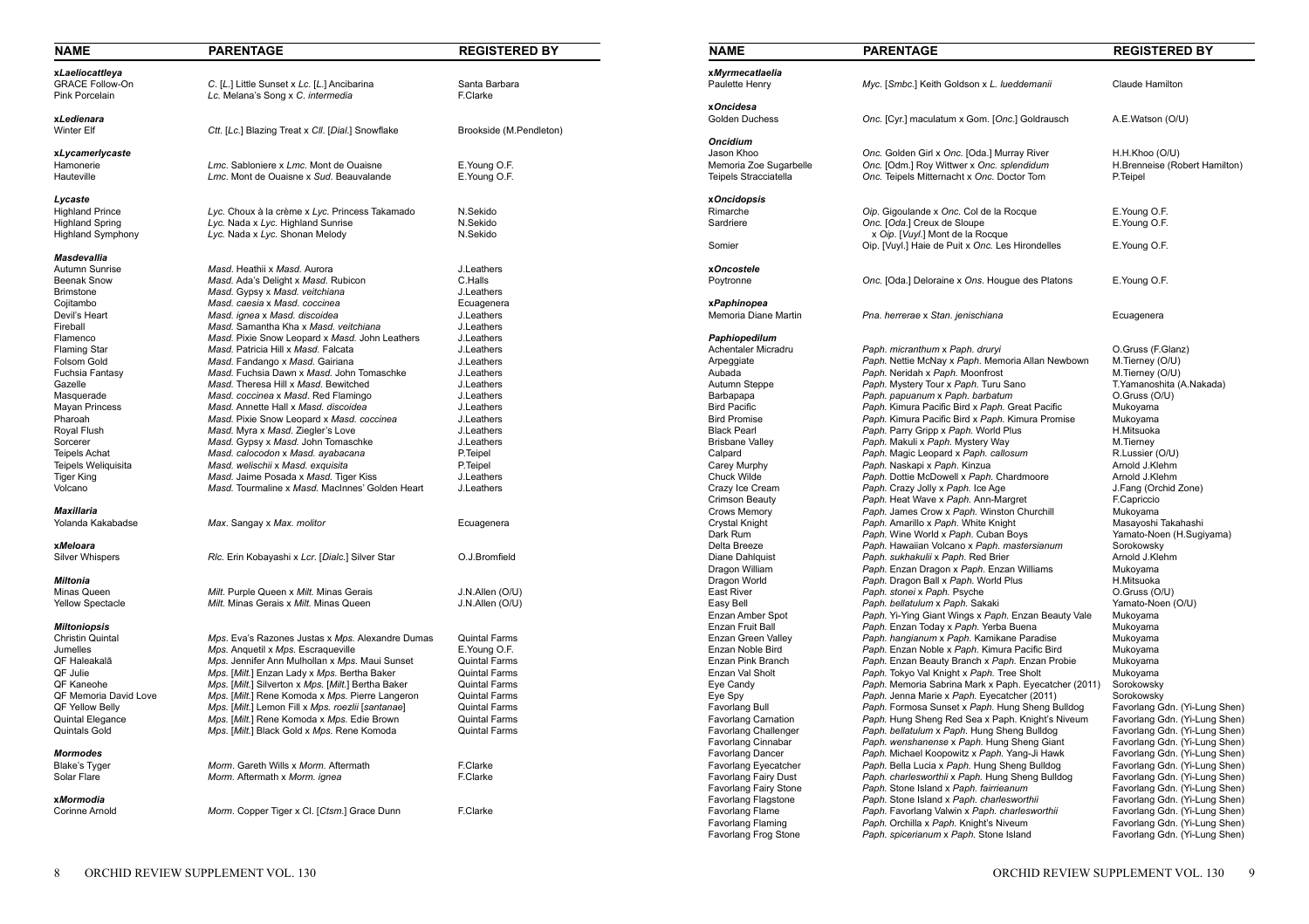| NAME | PARENTAGE | REGISTERED BY |
|---|---|---|
| ***xLaeliocattleya*** | | |
| GRACE Follow-On | *C.* [*L.*] Little Sunset x *Lc.* [*L.*] Ancibarina | Santa Barbara |
| Pink Porcelain | *Lc.* Melana's Song x *C. intermedia* | F.Clarke |
| ***xLedienara*** | | |
| Winter Elf | *Ctt.* [*Lc.*] Blazing Treat x *Cll.* [*Dial.*] Snowflake | Brookside (M.Pendleton) |
| ***xLycamerlycaste*** | | |
| Hamonerie | *Lmc.* Sabloniere x *Lmc.* Mont de Ouaisne | E.Young O.F. |
| Hauteville | *Lmc.* Mont de Ouaisne x *Sud.* Beauvalande | E.Young O.F. |
| ***Lycaste*** | | |
| Highland Prince | *Lyc.* Choux à la crème x *Lyc.* Princess Takamado | N.Sekido |
| Highland Spring | *Lyc.* Nada x *Lyc.* Highland Sunrise | N.Sekido |
| Highland Symphony | *Lyc.* Nada x *Lyc.* Shonan Melody | N.Sekido |
| ***Masdevallia*** | | |
| Autumn Sunrise | *Masd.* Heathii x *Masd.* Aurora | J.Leathers |
| Beenak Snow | *Masd.* Ada's Delight x *Masd.* Rubicon | C.Halls |
| Brimstone | *Masd.* Gypsy x *Masd. veitchiana* | J.Leathers |
| Cojitambo | *Masd. caesia* x *Masd. coccinea* | Ecuagenera |
| Devil's Heart | *Masd. ignea* x *Masd. discoidea* | J.Leathers |
| Fireball | *Masd.* Samantha Kha x *Masd. veitchiana* | J.Leathers |
| Flamenco | *Masd.* Pixie Snow Leopard x *Masd.* John Leathers | J.Leathers |
| Flaming Star | *Masd.* Patricia Hill x *Masd.* Falcata | J.Leathers |
| Folsom Gold | *Masd.* Fandango x *Masd.* Gairiana | J.Leathers |
| Fuchsia Fantasy | *Masd.* Fuchsia Dawn x *Masd.* John Tomaschke | J.Leathers |
| Gazelle | *Masd.* Theresa Hill x *Masd.* Bewitched | J.Leathers |
| Masquerade | *Masd. coccinea* x *Masd.* Red Flamingo | J.Leathers |
| Mayan Princess | *Masd.* Annette Hall x *Masd. discoidea* | J.Leathers |
| Pharoah | *Masd.* Pixie Snow Leopard x *Masd. coccinea* | J.Leathers |
| Royal Flush | *Masd.* Myra x *Masd.* Ziegler's Love | J.Leathers |
| Sorcerer | *Masd.* Gypsy x *Masd.* John Tomaschke | J.Leathers |
| Teipels Achat | *Masd. calocodon* x *Masd. ayabacana* | P.Teipel |
| Teipels Weliquisita | *Masd. welischii* x *Masd. exquisita* | P.Teipel |
| Tiger King | *Masd.* Jaime Posada x *Masd.* Tiger Kiss | J.Leathers |
| Volcano | *Masd.* Tourmaline x *Masd.* MacInnes' Golden Heart | J.Leathers |
| ***Maxillaria*** | | |
| Yolanda Kakabadse | *Max.* Sangay x *Max. molitor* | Ecuagenera |
| ***xMeloara*** | | |
| Silver Whispers | *Rlc.* Erin Kobayashi x *Lcr.* [*Dialc.*] Silver Star | O.J.Bromfield |
| ***Miltonia*** | | |
| Minas Queen | *Milt.* Purple Queen x *Milt.* Minas Gerais | J.N.Allen (O/U) |
| Yellow Spectacle | *Milt.* Minas Gerais x *Milt.* Minas Queen | J.N.Allen (O/U) |
| ***Miltoniopsis*** | | |
| Christin Quintal | *Mps.* Eva's Razones Justas x *Mps.* Alexandre Dumas | Quintal Farms |
| Jumelles | *Mps.* Anquetil x *Mps.* Escraqueville | E.Young O.F. |
| QF Haleakalā | *Mps.* Jennifer Ann Mulhollan x *Mps.* Maui Sunset | Quintal Farms |
| QF Julie | *Mps.* [*Milt.*] Enzan Lady x *Mps.* Bertha Baker | Quintal Farms |
| QF Kaneohe | *Mps.* [*Milt.*] Silverton x *Mps.* [*Milt.*] Bertha Baker | Quintal Farms |
| QF Memoria David Love | *Mps.* [*Milt.*] Rene Komoda x *Mps.* Pierre Langeron | Quintal Farms |
| QF Yellow Belly | *Mps.* [*Milt.*] Lemon Fill x *Mps. roezlii* [*santanae*] | Quintal Farms |
| Quintal Elegance | *Mps.* [*Milt.*] Rene Komoda x *Mps.* Edie Brown | Quintal Farms |
| Quintals Gold | *Mps.* [*Milt.*] Black Gold x *Mps.* Rene Komoda | Quintal Farms |
| ***Mormodes*** | | |
| Blake's Tyger | *Morm.* Gareth Wills x *Morm.* Aftermath | F.Clarke |
| Solar Flare | *Morm.* Aftermath x *Morm. ignea* | F.Clarke |
| ***xMormodia*** | | |
| Corinne Arnold | *Morm.* Copper Tiger x Cl. [*Ctsm.*] Grace Dunn | F.Clarke |
| ***xMyrmecatlaelia*** | | |
| Paulette Henry | *Myc.* [*Smbc.*] Keith Goldson x *L. lueddemanii* | Claude Hamilton |
| ***xOncidesa*** | | |
| Golden Duchess | *Onc.* [Cyr.] maculatum x Gom. [*Onc.*] Goldrausch | A.E.Watson (O/U) |
| ***Oncidium*** | | |
| Jason Khoo | *Onc.* Golden Girl x *Onc.* [Oda.] Murray River | H.H.Khoo (O/U) |
| Memoria Zoe Sugarbelle | *Onc.* [Odm.] Roy Wittwer x *Onc. splendidum* | H.Brenneise (Robert Hamilton) |
| Teipels Stracciatella | *Onc.* Teipels Mitternacht x *Onc.* Doctor Tom | P.Teipel |
| ***xOncidopsis*** | | |
| Rimarche | *Oip.* Gigoulande x *Onc.* Col de la Rocque | E.Young O.F. |
| Sardriere | *Onc.* [*Oda.*] Creux de Sloupe x *Oip.* [*Vuyl.*] Mont de la Rocque | E.Young O.F. |
| Somier | Oip. [Vuyl.] Haie de Puit x *Onc.* Les Hirondelles | E.Young O.F. |
| ***xOncostele*** | | |
| Poytronne | *Onc.* [Oda.] Deloraine x *Ons.* Hougue des Platons | E.Young O.F. |
| ***xPaphinopea*** | | |
| Memoria Diane Martin | *Pna. herrerae* x *Stan. jenischiana* | Ecuagenera |
| ***Paphiopedilum*** | | |
| Achentaler Micradru | *Paph. micranthum* x *Paph. druryi* | O.Gruss (F.Glanz) |
| Arpeggiate | *Paph.* Nettie McNay x *Paph.* Memoria Allan Newbown | M.Tierney (O/U) |
| Aubada | *Paph.* Neridah x *Paph.* Moonfrost | M.Tierney (O/U) |
| Autumn Steppe | *Paph.* Mystery Tour x *Paph.* Turu Sano | T.Yamanoshita (A.Nakada) |
| Barbapapa | *Paph. papuanum* x *Paph. barbatum* | O.Gruss (O/U) |
| Bird Pacific | *Paph.* Kimura Pacific Bird x *Paph.* Great Pacific | Mukoyama |
| Bird Promise | *Paph.* Kimura Pacific Bird x *Paph.* Kimura Promise | Mukoyama |
| Black Pearl | *Paph.* Parry Gripp x *Paph.* World Plus | H.Mitsuoka |
| Brisbane Valley | *Paph.* Makuli x *Paph.* Mystery Way | M.Tierney |
| Calpard | *Paph.* Magic Leopard x *Paph. callosum* | R.Lussier (O/U) |
| Carey Murphy | *Paph.* Naskapi x *Paph.* Kinzua | Arnold J.Klehm |
| Chuck Wilde | *Paph.* Dottie McDowell x *Paph.* Chardmoore | Arnold J.Klehm |
| Crazy Ice Cream | *Paph.* Crazy Jolly x *Paph.* Ice Age | J.Fang (Orchid Zone) |
| Crimson Beauty | *Paph.* Heat Wave x *Paph.* Ann-Margret | F.Capriccio |
| Crows Memory | *Paph.* James Crow x *Paph.* Winston Churchill | Mukoyama |
| Crystal Knight | *Paph.* Amarillo x *Paph.* White Knight | Masayoshi Takahashi |
| Dark Rum | *Paph.* Wine World x *Paph.* Cuban Boys | Yamato-Noen (H.Sugiyama) |
| Delta Breeze | *Paph.* Hawaiian Volcano x *Paph. mastersianum* | Sorokowsky |
| Diane Dahlquist | *Paph. sukhakulii* x *Paph.* Red Brier | Arnold J.Klehm |
| Dragon William | *Paph.* Enzan Dragon x *Paph.* Enzan Williams | Mukoyama |
| Dragon World | *Paph.* Dragon Ball x *Paph.* World Plus | H.Mitsuoka |
| East River | *Paph. stonei* x *Paph.* Psyche | O.Gruss (O/U) |
| Easy Bell | *Paph. bellatulum* x *Paph.* Sakaki | Yamato-Noen (O/U) |
| Enzan Amber Spot | *Paph.* Yi-Ying Giant Wings x *Paph.* Enzan Beauty Vale | Mukoyama |
| Enzan Fruit Ball | *Paph.* Enzan Today x *Paph.* Yerba Buena | Mukoyama |
| Enzan Green Valley | *Paph. hangianum* x *Paph.* Kamikane Paradise | Mukoyama |
| Enzan Noble Bird | *Paph.* Enzan Noble x *Paph.* Kimura Pacific Bird | Mukoyama |
| Enzan Pink Branch | *Paph.* Enzan Beauty Branch x *Paph.* Enzan Probie | Mukoyama |
| Enzan Val Sholt | *Paph.* Tokyo Val Knight x *Paph.* Tree Sholt | Mukoyama |
| Eye Candy | *Paph.* Memoria Sabrina Mark x Paph. Eyecatcher (2011) | Sorokowsky |
| Eye Spy | *Paph.* Jenna Marie x *Paph.* Eyecatcher (2011) | Sorokowsky |
| Favorlang Bull | *Paph.* Formosa Sunset x *Paph.* Hung Sheng Bulldog | Favorlang Gdn. (Yi-Lung Shen) |
| Favorlang Carnation | *Paph.* Hung Sheng Red Sea x *Paph.* Knight's Niveum | Favorlang Gdn. (Yi-Lung Shen) |
| Favorlang Challenger | *Paph. bellatulum* x *Paph.* Hung Sheng Bulldog | Favorlang Gdn. (Yi-Lung Shen) |
| Favorlang Cinnabar | *Paph. wenshanense* x *Paph.* Hung Sheng Giant | Favorlang Gdn. (Yi-Lung Shen) |
| Favorlang Dancer | *Paph.* Michael Koopowitz x *Paph.* Yang-Ji Hawk | Favorlang Gdn. (Yi-Lung Shen) |
| Favorlang Eyecatcher | *Paph.* Bella Lucia x *Paph.* Hung Sheng Bulldog | Favorlang Gdn. (Yi-Lung Shen) |
| Favorlang Fairy Dust | *Paph. charlesworthii* x *Paph.* Hung Sheng Bulldog | Favorlang Gdn. (Yi-Lung Shen) |
| Favorlang Fairy Stone | *Paph.* Stone Island x *Paph. fairrieanum* | Favorlang Gdn. (Yi-Lung Shen) |
| Favorlang Flagstone | *Paph.* Stone Island x *Paph. charlesworthii* | Favorlang Gdn. (Yi-Lung Shen) |
| Favorlang Flame | *Paph.* Favorlang Valwin x *Paph. charlesworthii* | Favorlang Gdn. (Yi-Lung Shen) |
| Favorlang Flaming | *Paph.* Orchilla x *Paph.* Knight's Niveum | Favorlang Gdn. (Yi-Lung Shen) |
| Favorlang Frog Stone | *Paph. spicerianum* x *Paph.* Stone Island | Favorlang Gdn. (Yi-Lung Shen) |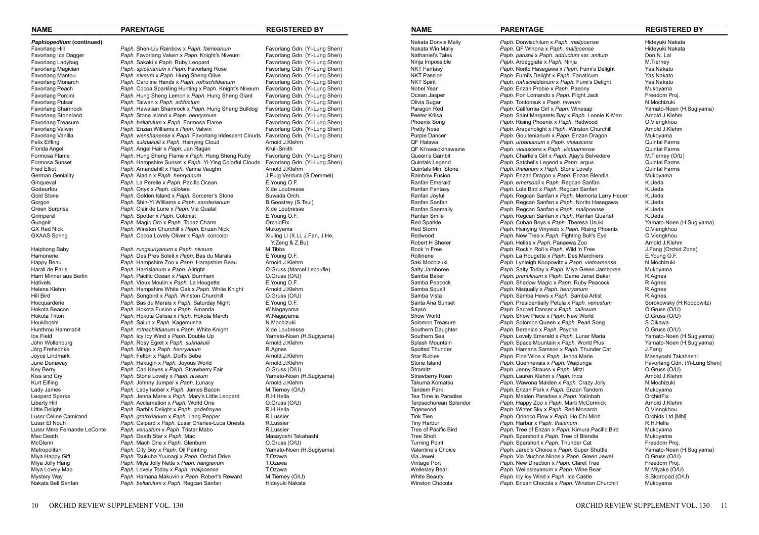| NAME | PARENTAGE | REGISTERED BY |
|---|---|---|
| ***Paphiopedilum* (continued)** | | |
| Favorlang Hill | *Paph.* Shen-Liu Rainbow x *Paph. fairrieanum* | Favorlang Gdn. (Yi-Lung Shen) |
| Favorlang Ice Dagger | *Paph.* Favorlang Valwin x *Paph.* Knight's Niveum | Favorlang Gdn. (Yi-Lung Shen) |
| Favorlang Ladybug | *Paph.* Sakaki x *Paph.* Ruby Leopard | Favorlang Gdn. (Yi-Lung Shen) |
| Favorlang Magician | *Paph. spicerianum* x *Paph.* Favorlang Rose | Favorlang Gdn. (Yi-Lung Shen) |
| Favorlang Mantou | *Paph. niveum* x *Paph.* Hung Sheng Olive | Favorlang Gdn. (Yi-Lung Shen) |
| Favorlang Monarch | *Paph.* Caroline Hands x *Paph. rothschildianum* | Favorlang Gdn. (Yi-Lung Shen) |
| Favorlang Peach | *Paph.* Cocoa Sparkling Hunting x *Paph.* Knight's Niveum | Favorlang Gdn. (Yi-Lung Shen) |
| Favorlang Porcini | *Paph.* Hung Sheng Lemon x *Paph.* Hung Sheng Giant | Favorlang Gdn. (Yi-Lung Shen) |
| Favorlang Pulsar | *Paph.* Taiwan x *Paph. adductum* | Favorlang Gdn. (Yi-Lung Shen) |
| Favorlang Shamrock | *Paph.* Hawaiian Shamrock x *Paph.* Hung Sheng Bulldog | Favorlang Gdn. (Yi-Lung Shen) |
| Favorlang Stoneland | *Paph.* Stone Island x *Paph. henryanum* | Favorlang Gdn. (Yi-Lung Shen) |
| Favorlang Treasure | *Paph. bellatulum* x *Paph.* Formosa Flame | Favorlang Gdn. (Yi-Lung Shen) |
| Favorlang Valwin | *Paph.* Enzan Williams x *Paph.* Valwin | Favorlang Gdn. (Yi-Lung Shen) |
| Favorlang Vanilla | *Paph. wenshanense* x *Paph.* Favorlang Iridescent Clouds | Favorlang Gdn. (Yi-Lung Shen) |
| Felix Eifling | *Paph. sukhakulii* x *Paph.* Hsinying Cloud | Arnold J.Klehm |
| Florida Angel | *Paph.* Angel Hair x *Paph.* Jan Ragan | Krull-Smith |
| Formosa Flame | *Paph.* Hung Sheng Flame x *Paph.* Hung Sheng Ruby | Favorlang Gdn. (Yi-Lung Shen) |
| Formosa Sunset | *Paph.* Hampshire Sunset x *Paph.* Yi-Ying Colorful Clouds | Favorlang Gdn. (Yi-Lung Shen) |
| Fred Elliot | *Paph.* Amandahill x *Paph.* Varina Vaughn | Arnold J.Klehm |
| German Geniality | *Paph.* Aladin x *Paph. henryanum* | J.Puig Verdura (G.Demmel) |
| Ginqueval | *Paph.* La Perelle x *Paph.* Pacific Ocean | E.Young O.F. |
| Godeurfou | *Paph.* Onyx x *Paph. ciliolare* | X.de Loubresse |
| Gold Stone | *Paph.* Golden Island x *Paph.* Sorcerer's Stone | Suwada Orch. |
| Gorgon | *Paph.* Shin-Yi Williams x *Paph. sanderianum* | B.Goostrey (S.Tsui) |
| Green Surprise | *Paph.* Clair de Lune x *Paph.* Via Quatal | X.de Loubresse |
| Grimperel | *Paph.* Spotter x *Paph.* Colonist | E.Young O.F. |
| Gungnir | *Paph.* Magic Oro x *Paph.* Topaz Charm | OrchidFix |
| GX Red Nick | *Paph.* Winston Churchill x *Paph.* Enzan Nick | Mukoyama |
| GXAAS Spring | *Paph.* Cocoa Lovely Oliver x *Paph. concolor* | Xiuling Li (X.Li, J.Fan, J.He, Y.Zeng & Z.Bu) |
| Haiphong Baby | *Paph. rungsuriyanum* x *Paph. niveum* | M.Tibbs |
| Hamonerie | *Paph.* Des Pres Soleil x *Paph.* Bas du Marais | E.Young O.F. |
| Happy Beau | *Paph.* Hampshire Zoo x *Paph.* Hampshire Beau | Arnold J.Klehm |
| Harall de Paris | *Paph.* Harrisianum x *Paph.* Allright | O.Gruss (Marcel Lecoufle) |
| Harri Minner aus Berlin | *Paph.* Pacific Ocean x *Paph.* Burnham | O.Gruss (O/U) |
| Hativels | *Paph.* Vieux Moulin x *Paph.* La Hougette | E.Young O.F. |
| Helena Klehm | *Paph.* Hampshire White Oak x *Paph.* White Knight | Arnold J.Klehm |
| Hill Bird | *Paph.* Songbird x *Paph.* Winston Churchill | O.Gruss (O/U) |
| Hocquarderie | *Paph.* Bas du Marais x *Paph.* Saturday Night | E.Young O.F. |
| Hokota Beacon | *Paph.* Hokota Fusion x *Paph.* Amanda | W.Nagayama |
| Hokota Triton | *Paph.* Hokota Celisia x *Paph.* Hokota March | W.Nagayama |
| Houkiboshi | *Paph.* Saiun x *Paph.* Kagemusha | N.Mochizuki |
| Hunthrou Hammabit | *Paph. rothschildianum* x *Paph.* White Knight | X.de Loubresse |
| Ice Field | *Paph.* Icy Icy Wind x *Paph.* Double Up | Yamato-Noen (H.Sugiyama) |
| John Wollenburg | *Paph.* Rosy Egret x *Paph. sukhakulii* | Arnold J.Klehm |
| Jörg Frehsonke | *Paph.* Mingo x *Paph. henryanum* | R.Agnes |
| Joyce Lindmark | *Paph.* Felton x *Paph.* Doll's Bebe | Arnold J.Klehm |
| June Dunaway | *Paph.* Hakugin x *Paph.* Joyous World | Arnold J.Klehm |
| Key Berry | *Paph.* Carl Keyes x *Paph.* Strawberry Fair | O.Gruss (O/U) |
| Kiss and Cry | *Paph.* Stone Lovely x *Paph. niveum* | Yamato-Noen (H.Sugiyama) |
| Kurt Eifling | *Paph.* Johnny Jumper x *Paph.* Lunacy | Arnold J.Klehm |
| Lady James | *Paph.* Lady Isobel x *Paph.* James Bacon | M.Tierney (O/U) |
| Leopard Sparks | *Paph.* Jenna Marie x *Paph.* Mary's Little Leopard | R.H.Hella |
| Liberty Hill | *Paph.* Acclamation x *Paph.* World One | O.Gruss (O/U) |
| Little Delight | *Paph.* Barbi's Delight x *Paph. godefroyae* | R.H.Hella |
| Lussr Céline Camirand | *Paph. gratrixianum* x *Paph.* Lang Pepper | R.Lussier |
| Lussr El Nouh | *Paph.* Calpard x *Paph.* Lussr Charles-Luca Onesta | R.Lussier |
| Lussr Mme Fernande LeConte | *Paph. venustum* x *Paph.* Tristar Mabo | R.Lussier |
| Mac Death | *Paph.* Death Star x *Paph.* Mac | Masayoshi Takahashi |
| McGlenn | *Paph.* Mach One x *Paph.* Glenburn | O.Gruss (O/U) |
| Metropolitan | *Paph.* City Boy x *Paph.* Oil Painting | Yamato-Noen (H.Sugiyama) |
| Miya Happy Gift | *Paph.* Tsukuba Yuunagi x *Paph.* Orchid Drive | T.Ozawa |
| Miya Jolly Hang | *Paph.* Miya Jolly Nette x *Paph. hangianum* | T.Ozawa |
| Miya Lovely Map | *Paph.* Lovely Today x *Paph. malipoense* | T.Ozawa |
| Mystery Way | *Paph.* Hamana Makuvin x *Paph.* Robert's Reward | M.Tierney (O/U) |
| Nakata Bell Sanfan | *Paph. bellatulum* x *Paph.* Regcan Sanfan | Hideyuki Nakata |
| Nakata Donvis Maliy | *Paph.* Donvischilum x *Paph. malipoense* | Hideyuki Nakata |
| Nakata Win Maliy | *Paph.* QF Winona x *Paph. malipoense* | Hideyuki Nakata |
| Nathaniel's Tales | *Paph. parishii* x *Paph. adductum* var. *anitum* | Don N. Lai |
| Ninja Impossible | *Paph.* Arpeggiate x *Paph.* Ninja | M.Tierney |
| NKT Fantasy | *Paph.* Norito Hasegawa x *Paph.* Fumi's Delight | Yas.Nakato |
| NKT Passion | *Paph.* Fumi's Delight x *Paph.* Fanaticum | Yas.Nakato |
| NKT Spirit | *Paph. rothschildianum* x *Paph.* Fumi's Delight | Yas.Nakato |
| Nobel Year | *Paph.* Enzan Probie x *Paph.* Paeony | Mukoyama |
| Ocean Jasper | *Paph.* Pon Lomando x *Paph.* Flight Jack | Freedom Proj. |
| Olivia Sugar | *Paph.* Tontonsuk x *Paph. niveum* | N.Mochizuki |
| Paragon Red | *Paph.* California Girl x *Paph.* Winesap | Yamato-Noen (H.Sugiyama) |
| Peeter Kriisa | *Paph.* Saint Margarets Bay x *Paph.* Loonie K-Man | Arnold J.Klehm |
| Phoenix Song | *Paph.* Rising Phoenix x *Paph.* Redwood | O.Viengkhou |
| Pretty Nose | *Paph.* Arapaholight x *Paph.* Winston Churchill | Arnold J.Klehm |
| Purple Dancer | *Paph.* Goultenianum x *Paph.* Enzan Dragon | Mukoyama |
| QF Halawa | *Paph. urbanianum* x *Paph. violascens* | Quintal Farms |
| QF Ki'owaiokihawaine | *Paph. violascens* x *Paph. vietnamense* | Quintal Farms |
| Queen's Gambit | *Paph.* Charlie's Girl x *Paph.* Ajay's Belvedere | M.Tierney (O/U) |
| Quintals Legend | *Paph.* Satchel's Legend x *Paph. argus* | Quintal Farms |
| Quintals Mini Stone | *Paph. thaianum* x *Paph.* Stone Lovely | Quintal Farms |
| Rainbow Fusion | *Paph.* Enzan Dragon x *Paph.* Enzan Blendia | Mukoyama |
| Ranfan Emerald | *Paph. emersonii* x *Paph.* Regcan Sanfan | K.Ueda |
| Ranfan Fantasy | *Paph.* Lola Bird x *Paph.* Regcan Sanfan | K.Ueda |
| Ranfan Joyful | *Paph.* Regcan Sanfan x *Paph.* Memoria Larry Heuer | K.Ueda |
| Ranfan Sanfan | *Paph.* Regcan Sanfan x *Paph.* Norito Hasegawa | K.Ueda |
| Ranfan Sanmally | *Paph.* Regcan Sanfan x *Paph. malipoense* | K.Ueda |
| Ranfan Smile | *Paph.* Regcan Sanfan x *Paph.* Ranfan Quartet | K.Ueda |
| Red Sparkle | *Paph.* Cuban Boys x *Paph.* Theresa Usuki | Yamato-Noen (H.Sugiyama) |
| Red Storm | *Paph.* Hsinying Vinyweb x *Paph.* Rising Phoenix | O.Viengkhou |
| Redwood | *Paph.* New Tree x *Paph.* Fighting Bull's Eye | O.Viengkhou |
| Robert H Sherer | *Paph.* Hellas x *Paph.* Panaewa Zoo | Arnold J.Klehm |
| Rock 'n Free | *Paph.* Rock'n Roll x *Paph.* Wild 'n Free | J.Fang (Orchid Zone) |
| Rollinerie | *Paph.* La Hougette x *Paph.* Des Marchiers | E.Young O.F. |
| Saki Mochizuki | *Paph.* Lynleigh Koopowitz x *Paph. vietnamense* | N.Mochizuki |
| Salty Jamboree | *Paph.* Salty Today x *Paph.* Miya Green Jamboree | Mukoyama |
| Samba Baker | *Paph. primulinum* x *Paph.* Dame Janet Baker | R.Agnes |
| Samba Peacock | *Paph.* Shadow Magic x *Paph.* Ruby Peacock | R.Agnes |
| Samba Squall | *Paph.* Nisqually x *Paph. henryanum* | R.Agnes |
| Samba Vista | *Paph.* Samba Hews x *Paph.* Samba Artist | R.Agnes |
| Santa Ana Sunset | *Paph.* Presidentially Petula x *Paph. venustum* | Sorokowsky (H.Koopowitz) |
| Sayso | *Paph.* Sacred Dancer x *Paph. callosum* | O.Gruss (O/U) |
| Show World | *Paph.* Show Piece x *Paph.* New World | O.Gruss (O/U) |
| Solomon Treasure | *Paph.* Solomon Queen x *Paph.* Pearl Song | S.Oikawa |
| Southern Daughter | *Paph.* Berenice x *Paph.* Psyche | O.Gruss (O/U) |
| Southern Sea | *Paph.* Lovely Emerald x *Paph.* Lunar Maria | Yamato-Noen (H.Sugiyama) |
| Splash Mountain | *Paph.* Space Mountain x *Paph.* World Plus | Yamato-Noen (H.Sugiyama) |
| Spotted Thunder | *Paph.* Hamana Samson x *Paph.* Thunder Cat | J.Fang |
| Star Rubies | *Paph.* Fine Wine x *Paph.* Jenna Marie | Masayoshi Takahashi |
| Stone Island | *Paph.* Quennevais x *Paph.* Waipunga | Favorlang Gdn. (Yi-Lung Shen) |
| Stramitz | *Paph.* Jenny Strauss x *Paph.* Mitzi | O.Gruss (O/U) |
| Strawberry Roan | *Paph.* Lauren Klehm x *Paph.* Inca | Arnold J.Klehm |
| Takuma Komatsu | *Paph.* Wawona Maiden x *Paph.* Crazy Jolly | N.Mochizuki |
| Tandem Park | *Paph.* Enzan Park x *Paph.* Enzan Tandem | Mukoyama |
| Tea Time in Paradise | *Paph.* Maiden Paradise x *Paph.* Yalinbah | OrchidFix |
| Terpsechorean Splendor | *Paph.* Happy Zoo x *Paph.* Marti McCormick | Arnold J.Klehm |
| Tigerwood | *Paph.* Winter Sky x *Paph.* Red Monarch | O.Viengkhou |
| Tink Tien | *Paph.* Orinoco Flow x *Paph.* Ho Chi Minh | Orchids Ltd [MN] |
| Tiny Harbur | *Paph.* Harbur x *Paph. thaianum* | R.H.Hella |
| Tree of Pacific Bird | *Paph.* Tree of Enzan x *Paph.* Kimura Pacific Bird | Mukoyama |
| Tree Sholt | *Paph.* Sparsholt x *Paph.* Tree of Blendia | Mukoyama |
| Turning Point | *Paph.* Sparsholt x *Paph.* Thunder Cat | Freedom Proj. |
| Valentine's Choice | *Paph.* Jared's Choice x *Paph.* Super Shuttle | Yamato-Noen (H.Sugiyama) |
| Via Jewel | *Paph.* Via Muchos Ninos x *Paph.* Green Jewel | O.Gruss (O/U) |
| Vintage Port | *Paph.* New Direction x *Paph.* Claret Tree | Freedom Proj. |
| Wellesley Bear | *Paph.* Wellesleyanum x *Paph.* Wine Bear | M.Miyake (O/U) |
| White Beauty | *Paph.* Icy Icy Wind x *Paph.* Ice Castle | S.Skoropad (O/U) |
| Winston Chocola | *Paph.* Enzan Chocola x *Paph.* Winston Churchill | Mukoyama |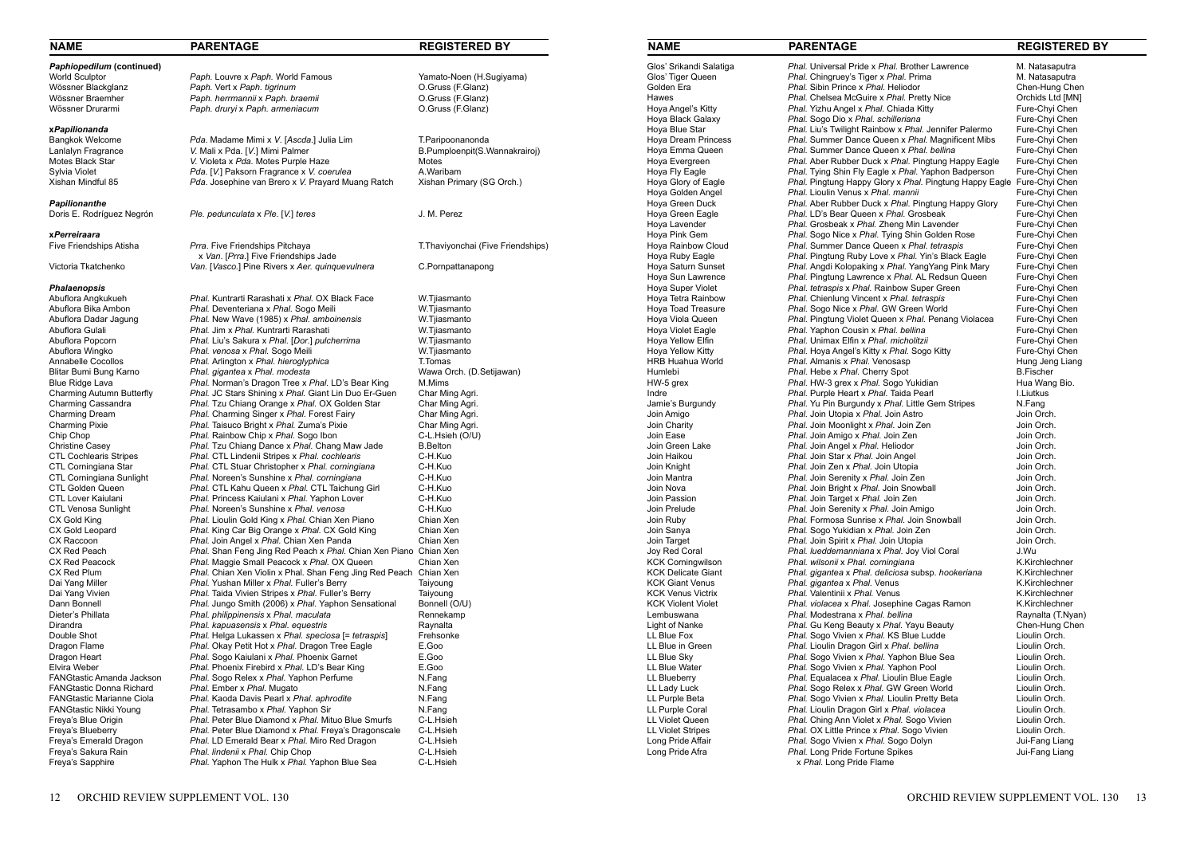| NAME | PARENTAGE | REGISTERED BY |
|---|---|---|
| ***Paphiopedilum* (continued)** | | |
| World Sculptor | *Paph.* Louvre x *Paph.* World Famous | Yamato-Noen (H.Sugiyama) |
| Wössner Blackglanz | *Paph.* Vert x *Paph. tigrinum* | O.Gruss (F.Glanz) |
| Wössner Braemher | *Paph. herrmannii* x *Paph. braemii* | O.Gruss (F.Glanz) |
| Wössner Drurarmi | *Paph. druryi* x *Paph. armeniacum* | O.Gruss (F.Glanz) |
| **x*Papilionanda*** | | |
| Bangkok Welcome | *Pda.* Madame Mimi x *V.* [*Ascda.*] Julia Lim | T.Paripoonanonda |
| Lanlalyn Fragrance | *V.* Mali x *Pda.* [*V.*] Mimi Palmer | B.Pumploenpit(S.Wannakrairoj) |
| Motes Black Star | *V.* Violeta x *Pda.* Motes Purple Haze | Motes |
| Sylvia Violet | *Pda.* [*V.*] Paksorn Fragrance x *V. coerulea* | A.Waribam |
| Xishan Mindful 85 | *Pda.* Josephine van Brero x *V.* Prayard Muang Ratch | Xishan Primary (SG Orch.) |
| ***Papilionanthe*** | | |
| Doris E. Rodríguez Negrón | *Ple. pedunculata* x *Ple.* [*V.*] *teres* | J. M. Perez |
| **x*Perreiraara*** | | |
| Five Friendships Atisha | *Prra.* Five Friendships Pitchaya x *Van.* [*Prra.*] Five Friendships Jade | T.Thaviyonchai (Five Friendships) |
| Victoria Tkatchenko | *Van.* [*Vasco.*] Pine Rivers x *Aer. quinquevulnera* | C.Pornpattanapong |
| ***Phalaenopsis*** | | |
| Abuflora Angkukueh | *Phal.* Kuntrarti Rarashati x *Phal.* OX Black Face | W.Tjiasmanto |
| Abuflora Bika Ambon | *Phal.* Deventeriana x *Phal.* Sogo Meili | W.Tjiasmanto |
| Abuflora Dadar Jagung | *Phal.* New Wave (1985) x *Phal. amboinensis* | W.Tjiasmanto |
| Abuflora Gulali | *Phal.* Jim x *Phal.* Kuntrarti Rarashati | W.Tjiasmanto |
| Abuflora Popcorn | *Phal.* Liu's Sakura x *Phal.* [*Dor.*] *pulcherrima* | W.Tjiasmanto |
| Abuflora Wingko | *Phal. venosa* x *Phal.* Sogo Meili | W.Tjiasmanto |
| Annabelle Cocollos | *Phal.* Arlington x *Phal. hieroglyphica* | T.Tomas |
| Blitar Bumi Bung Karno | *Phal. gigantea* x *Phal. modesta* | Wawa Orch. (D.Setijawan) |
| Blue Ridge Lava | *Phal.* Norman's Dragon Tree x *Phal.* LD's Bear King | M.Mims |
| Charming Autumn Butterfly | *Phal.* JC Stars Shining x *Phal.* Giant Lin Duo Er-Guen | Char Ming Agri. |
| Charming Cassandra | *Phal.* Tzu Chiang Orange x *Phal.* OX Golden Star | Char Ming Agri. |
| Charming Dream | *Phal.* Charming Singer x *Phal.* Forest Fairy | Char Ming Agri. |
| Charming Pixie | *Phal.* Taisuco Bright x *Phal.* Zuma's Pixie | Char Ming Agri. |
| Chip Chop | *Phal.* Rainbow Chip x *Phal.* Sogo Ibon | C-L.Hsieh (O/U) |
| Christine Casey | *Phal.* Tzu Chiang Dance x *Phal.* Chang Maw Jade | B.Belton |
| CTL Cochlearis Stripes | *Phal.* CTL Lindenii Stripes x *Phal. cochlearis* | C-H.Kuo |
| CTL Corningiana Star | *Phal.* CTL Stuar Christopher x *Phal. corningiana* | C-H.Kuo |
| CTL Corningiana Sunlight | *Phal.* Noreen's Sunshine x *Phal. corningiana* | C-H.Kuo |
| CTL Golden Queen | *Phal.* CTL Kahu Queen x *Phal.* CTL Taichung Girl | C-H.Kuo |
| CTL Lover Kaiulani | *Phal.* Princess Kaiulani x *Phal.* Yaphon Lover | C-H.Kuo |
| CTL Venosa Sunlight | *Phal.* Noreen's Sunshine x *Phal. venosa* | C-H.Kuo |
| CX Gold King | *Phal.* Lioulin Gold King x *Phal.* Chian Xen Piano | Chian Xen |
| CX Gold Leopard | *Phal.* King Car Big Orange x *Phal.* CX Gold King | Chian Xen |
| CX Raccoon | *Phal.* Join Angel x *Phal.* Chian Xen Panda | Chian Xen |
| CX Red Peach | *Phal.* Shan Feng Jing Red Peach x *Phal.* Chian Xen Piano | Chian Xen |
| CX Red Peacock | *Phal.* Maggie Small Peacock x *Phal.* OX Queen | Chian Xen |
| CX Red Plum | *Phal.* Chian Xen Violin x Phal. Shan Feng Jing Red Peach | Chian Xen |
| Dai Yang Miller | *Phal.* Yushan Miller x *Phal.* Fuller's Berry | Taiyoung |
| Dai Yang Vivien | *Phal.* Taida Vivien Stripes x *Phal.* Fuller's Berry | Taiyoung |
| Dann Bonnell | *Phal.* Jungo Smith (2006) x *Phal.* Yaphon Sensational | Bonnell (O/U) |
| Dieter's Phillata | *Phal. philippinensis* x *Phal. maculata* | Rennekamp |
| Dirandra | *Phal. kapuasensis* x *Phal. equestris* | Raynalta |
| Double Shot | *Phal.* Helga Lukassen x *Phal. speciosa* [= *tetraspis*] | Frehsonke |
| Dragon Flame | *Phal.* Okay Petit Hot x *Phal.* Dragon Tree Eagle | E.Goo |
| Dragon Heart | *Phal.* Sogo Kaiulani x *Phal.* Phoenix Garnet | E.Goo |
| Elvira Weber | *Phal.* Phoenix Firebird x *Phal.* LD's Bear King | E.Goo |
| FANGtastic Amanda Jackson | *Phal.* Sogo Relex x *Phal.* Yaphon Perfume | N.Fang |
| FANGtastic Donna Richard | *Phal.* Ember x *Phal.* Mugato | N.Fang |
| FANGtastic Marianne Ciola | *Phal.* Kaoda Davis Pearl x *Phal. aphrodite* | N.Fang |
| FANGtastic Nikki Young | *Phal.* Tetrasambo x *Phal.* Yaphon Sir | N.Fang |
| Freya's Blue Origin | *Phal.* Peter Blue Diamond x *Phal.* Mituo Blue Smurfs | C-L.Hsieh |
| Freya's Blueberry | *Phal.* Peter Blue Diamond x *Phal.* Freya's Dragonscale | C-L.Hsieh |
| Freya's Emerald Dragon | *Phal.* LD Emerald Bear x *Phal.* Miro Red Dragon | C-L.Hsieh |
| Freya's Sakura Rain | *Phal. lindenii* x *Phal.* Chip Chop | C-L.Hsieh |
| Freya's Sapphire | *Phal.* Yaphon The Hulk x *Phal.* Yaphon Blue Sea | C-L.Hsieh |
| Glos' Srikandi Salatiga | *Phal.* Universal Pride x *Phal.* Brother Lawrence | M. Natasaputra |
| Glos' Tiger Queen | *Phal.* Chingruey's Tiger x *Phal.* Prima | M. Natasaputra |
| Golden Era | *Phal.* Sibin Prince x *Phal.* Heliodor | Chen-Hung Chen |
| Hawes | *Phal.* Chelsea McGuire x *Phal.* Pretty Nice | Orchids Ltd [MN] |
| Hoya Angel's Kitty | *Phal.* Yizhu Angel x *Phal.* Chiada Kitty | Fure-Chyi Chen |
| Hoya Black Galaxy | *Phal.* Sogo Dio x *Phal. schilleriana* | Fure-Chyi Chen |
| Hoya Blue Star | *Phal.* Liu's Twilight Rainbow x *Phal.* Jennifer Palermo | Fure-Chyi Chen |
| Hoya Dream Princess | *Phal.* Summer Dance Queen x *Phal.* Magnificent Mibs | Fure-Chyi Chen |
| Hoya Emma Queen | *Phal.* Summer Dance Queen x *Phal. bellina* | Fure-Chyi Chen |
| Hoya Evergreen | *Phal.* Aber Rubber Duck x *Phal.* Pingtung Happy Eagle | Fure-Chyi Chen |
| Hoya Fly Eagle | *Phal.* Tying Shin Fly Eagle x *Phal.* Yaphon Badperson | Fure-Chyi Chen |
| Hoya Glory of Eagle | *Phal.* Pingtung Happy Glory x *Phal.* Pingtung Happy Eagle | Fure-Chyi Chen |
| Hoya Golden Angel | *Phal.* Lioulin Venus x *Phal. mannii* | Fure-Chyi Chen |
| Hoya Green Duck | *Phal.* Aber Rubber Duck x *Phal.* Pingtung Happy Glory | Fure-Chyi Chen |
| Hoya Green Eagle | *Phal.* LD's Bear Queen x *Phal.* Grosbeak | Fure-Chyi Chen |
| Hoya Lavender | *Phal.* Grosbeak x *Phal.* Zheng Min Lavender | Fure-Chyi Chen |
| Hoya Pink Gem | *Phal.* Sogo Nice x *Phal.* Tying Shin Golden Rose | Fure-Chyi Chen |
| Hoya Rainbow Cloud | *Phal.* Summer Dance Queen x *Phal. tetraspis* | Fure-Chyi Chen |
| Hoya Ruby Eagle | *Phal.* Pingtung Ruby Love x *Phal.* Yin's Black Eagle | Fure-Chyi Chen |
| Hoya Saturn Sunset | *Phal.* Angdi Kolopaking x *Phal.* YangYang Pink Mary | Fure-Chyi Chen |
| Hoya Sun Lawrence | *Phal.* Pingtung Lawrence x *Phal.* AL Redsun Queen | Fure-Chyi Chen |
| Hoya Super Violet | *Phal. tetraspis* x *Phal.* Rainbow Super Green | Fure-Chyi Chen |
| Hoya Tetra Rainbow | *Phal.* Chienlung Vincent x *Phal. tetraspis* | Fure-Chyi Chen |
| Hoya Toad Treasure | *Phal.* Sogo Nice x *Phal.* GW Green World | Fure-Chyi Chen |
| Hoya Viola Queen | *Phal.* Pingtung Violet Queen x *Phal.* Penang Violacea | Fure-Chyi Chen |
| Hoya Violet Eagle | *Phal.* Yaphon Cousin x *Phal. bellina* | Fure-Chyi Chen |
| Hoya Yellow Elfin | *Phal.* Unimax Elfin x *Phal. micholitzii* | Fure-Chyi Chen |
| Hoya Yellow Kitty | *Phal.* Hoya Angel's Kitty x *Phal.* Sogo Kitty | Fure-Chyi Chen |
| HRB Huahua World | *Phal.* Almanis x *Phal.* Venosasp | Hung Jeng Liang |
| Humlebi | *Phal.* Hebe x *Phal.* Cherry Spot | B.Fischer |
| HW-5 grex | *Phal.* HW-3 grex x *Phal.* Sogo Yukidian | Hua Wang Bio. |
| Indre | *Phal.* Purple Heart x *Phal.* Taida Pearl | I.Liutkus |
| Jamie's Burgundy | *Phal.* Yu Pin Burgundy x *Phal.* Little Gem Stripes | N.Fang |
| Join Amigo | *Phal.* Join Utopia x *Phal.* Join Astro | Join Orch. |
| Join Charity | *Phal.* Join Moonlight x *Phal.* Join Zen | Join Orch. |
| Join Ease | *Phal.* Join Amigo x *Phal.* Join Zen | Join Orch. |
| Join Green Lake | *Phal.* Join Angel x *Phal.* Heliodor | Join Orch. |
| Join Haikou | *Phal.* Join Star x *Phal.* Join Angel | Join Orch. |
| Join Knight | *Phal.* Join Zen x *Phal.* Join Utopia | Join Orch. |
| Join Mantra | *Phal.* Join Serenity x *Phal.* Join Zen | Join Orch. |
| Join Nova | *Phal.* Join Bright x *Phal.* Join Snowball | Join Orch. |
| Join Passion | *Phal.* Join Target x *Phal.* Join Zen | Join Orch. |
| Join Prelude | *Phal.* Join Serenity x *Phal.* Join Amigo | Join Orch. |
| Join Ruby | *Phal.* Formosa Sunrise x *Phal.* Join Snowball | Join Orch. |
| Join Sanya | *Phal.* Sogo Yukidian x *Phal.* Join Zen | Join Orch. |
| Join Target | *Phal.* Join Spirit x *Phal.* Join Utopia | Join Orch. |
| Joy Red Coral | *Phal. lueddemanniana* x *Phal.* Joy Viol Coral | J.Wu |
| KCK Corningwilson | *Phal. wilsonii* x *Phal. corningiana* | K.Kirchlechner |
| KCK Delicate Giant | *Phal. gigantea* x *Phal. deliciosa* subsp. *hookeriana* | K.Kirchlechner |
| KCK Giant Venus | *Phal. gigantea* x *Phal.* Venus | K.Kirchlechner |
| KCK Venus Victrix | *Phal.* Valentinii x *Phal.* Venus | K.Kirchlechner |
| KCK Violent Violet | *Phal. violacea* x *Phal.* Josephine Cagas Ramon | K.Kirchlechner |
| Lembuswana | *Phal.* Modestrana x *Phal. bellina* | Raynalta (T.Nyan) |
| Light of Nanke | *Phal.* Gu Keng Beauty x *Phal.* Yayu Beauty | Chen-Hung Chen |
| LL Blue Fox | *Phal.* Sogo Vivien x *Phal.* KS Blue Ludde | Lioulin Orch. |
| LL Blue in Green | *Phal.* Lioulin Dragon Girl x *Phal. bellina* | Lioulin Orch. |
| LL Blue Sky | *Phal.* Sogo Vivien x *Phal.* Yaphon Blue Sea | Lioulin Orch. |
| LL Blue Water | *Phal.* Sogo Vivien x *Phal.* Yaphon Pool | Lioulin Orch. |
| LL Blueberry | *Phal.* Equalacea x *Phal.* Lioulin Blue Eagle | Lioulin Orch. |
| LL Lady Luck | *Phal.* Sogo Relex x *Phal.* GW Green World | Lioulin Orch. |
| LL Purple Beta | *Phal.* Sogo Vivien x *Phal.* Lioulin Pretty Beta | Lioulin Orch. |
| LL Purple Coral | *Phal.* Lioulin Dragon Girl x *Phal. violacea* | Lioulin Orch. |
| LL Violet Queen | *Phal.* Ching Ann Violet x *Phal.* Sogo Vivien | Lioulin Orch. |
| LL Violet Stripes | *Phal.* OX Little Prince x *Phal.* Sogo Vivien | Lioulin Orch. |
| Long Pride Affair | *Phal.* Sogo Vivien x *Phal.* Sogo Dolyn | Jui-Fang Liang |
| Long Pride Afra | *Phal.* Long Pride Fortune Spikes x *Phal.* Long Pride Flame | Jui-Fang Liang |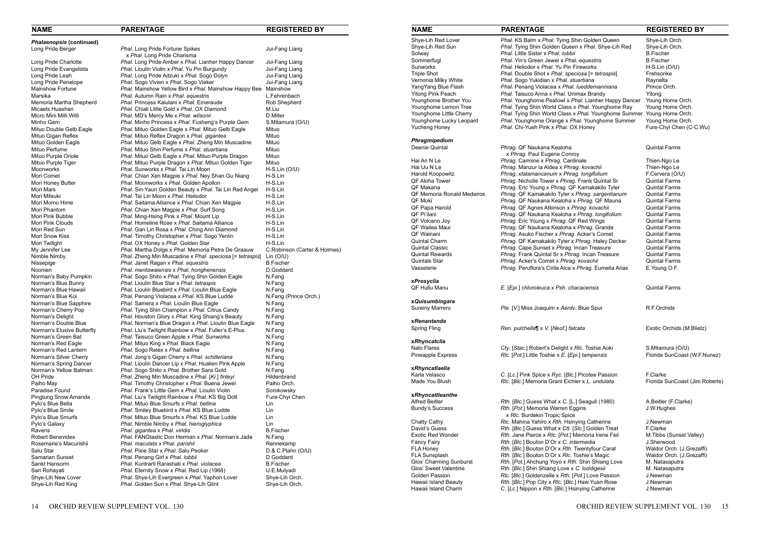| NAME | PARENTAGE | REGISTERED BY |
|---|---|---|
| ***Phalaenopsis* (continued)** | | |
| Long Pride Berger | *Phal.* Long Pride Fortune Spikes x *Phal.* Long Pride Charisma | Jui-Fang Liang |
| Long Pride Charlotte | *Phal.* Long Pride Amber x *Phal.* Lianher Happy Dancer | Jui-Fang Liang |
| Long Pride Evangelista | *Phal.* Lioulin Violin x *Phal.* Yu Pin Burgundy | Jui-Fang Liang |
| Long Pride Leah | *Phal.* Long Pride Adzuki x *Phal.* Sogo Dolyn | Jui-Fang Liang |
| Long Pride Penelope | *Phal.* Sogo Vivien x *Phal.* Sogo Vieker | Jui-Fang Liang |
| Mainshow Fortune | *Phal.* Mainshow Yellow Bird x *Phal.* Mainshow Happy Bee | Mainshow |
| Marsika | *Phal.* Autumn Rain x *Phal. equestris* | L.Fehrenbach |
| Memoria Martha Shepherd | *Phal.* Princess Kaiulani x *Phal.* Emeraude | Rob Shepherd |
| Micaels Huashan | *Phal.* Chiali Little Gold x *Phal.* OX Diamond | M.Liu |
| Micro Mini Milli Willi | *Phal.* MD's Mercy Me x *Phal. wilsonii* | D.Miller |
| Minho Gem | *Phal.* Minho Princess x *Phal.* Fusheng's Purple Gem | S.Mitamura (O/U) |
| Mituo Double Gelb Eagle | *Phal.* Mituo Golden Eagle x *Phal.* Mituo Gelb Eagle | Mituo |
| Mituo Gigan Reflex | *Phal.* Mituo Reflex Dragon x *Phal. gigantea* | Mituo |
| Mituo Golden Eagle | *Phal.* Mituo Gelb Eagle x *Phal.* Zheng Min Muscadine | Mituo |
| Mituo Perfume | *Phal.* Mituo Shin Perfume x *Phal. stuartiana* | Mituo |
| Mituo Purple Oriole | *Phal.* Mituo Gelb Eagle x *Phal.* Mituo Purple Dragon | Mituo |
| Mituo Purple Tiger | *Phal.* Mituo Purple Dragon x *Phal.* Mituo Golden Tiger | Mituo |
| Moonworks | *Phal.* Sunworks x *Phal.* Tai Lin Moon | H-S.Lin (O/U) |
| Mori Comet | *Phal.* Chian Xen Magpie x *Phal.* Ney Shan Gu Niang | H-S.Lin |
| Mori Honey Butter | *Phal.* Moonworks x *Phal.* Golden Apollon | H-S.Lin |
| Mori Mars | *Phal.* Sin-Yaun Golden Beauty x *Phal.* Tai Lin Red Angel | H-S.Lin |
| Mori Mitsuki | *Phal.* Tai Lin Moon x *Phal.* Heliodor | H-S.Lin |
| Mori Momo Hime | *Phal.* Saitama Alliance x *Phal.* Chian Xen Magpie | H-S.Lin |
| Mori Phantom | *Phal.* Chian Xen Magpie x *Phal.* Surf Song | H-S.Lin |
| Mori Pink Bubble | *Phal.* Ming-Hsing Pink x *Phal.* Mount Lip | H-S.Lin |
| Mori Pink Clouds | *Phal.* Homeline Rose x *Phal.* Saitama Alliance | H-S.Lin |
| Mori Red Sun | *Phal.* Gan Lin Rosa x *Phal.* Ching Ann Diamond | H-S.Lin |
| Mori Snow Kiss | *Phal.* Timothy Christopher x *Phal.* Sogo Yenlin | H-S.Lin |
| Mori Twilight | *Phal.* OX Honey x *Phal.* Golden Star | H-S.Lin |
| My Jennifer Lee | *Phal.* Martha Dolge x *Phal.* Memoria Petra De Graauw | C.Robinson (Carter & Holmes) |
| Nimble Nimby | *Phal.* Zheng Min Muscadine x *Phal. speciosa* [= *tetraspis*] | Lin (O/U) |
| Nissepige | *Phal.* Janet Ragan x *Phal. equestris* | B.Fischer |
| Noonien | *Phal. mentawaiensis* x *Phal. honghenensis* | D.Goddard |
| Norman's Baby Pumpkin | *Phal.* Sogo Shito x *Phal.* Tying Shin Golden Eagle | N.Fang |
| Norman's Blue Bunny | *Phal.* Lioulin Blue Star x *Phal. tetraspis* | N.Fang |
| Norman's Blue Hawaii | *Phal.* Lioulin Bluebird x *Phal.* Lioulin Blue Eagle | N.Fang |
| Norman's Blue Koi | *Phal.* Penang Violacea x *Phal.* KS Blue Ludde | N.Fang (Prince Orch.) |
| Norman's Blue Sapphire | *Phal.* Samera x *Phal.* Lioulin Blue Eagle | N.Fang |
| Norman's Cherry Pop | *Phal.* Tying Shin Champion x *Phal.* Citrus Candy | N.Fang |
| Norman's Delight | *Phal.* Houston Glory x *Phal.* King Shiang's Beauty | N.Fang |
| Norman's Double Blue | *Phal.* Norman's Blue Dragon x *Phal.* Lioulin Blue Eagle | N.Fang |
| Norman's Elusive Butterfly | *Phal.* Liu's Twilight Rainbow x *Phal.* Fuller's E-Plus | N.Fang |
| Norman's Green Bat | *Phal.* Taisuco Green Apple x *Phal.* Sunworks | N.Fang |
| Norman's Red Eagle | *Phal.* Mituo King x *Phal.* Black Eagle | N.Fang |
| Norman's Red Lantern | *Phal.* Sogo Relex x *Phal. bellina* | N.Fang |
| Norman's Silver Cherry | *Phal.* Jong's Gigan Cherry x *Phal. schilleriana* | N.Fang |
| Norman's Spring Dancer | *Phal.* Lioulin Dancer Lip x *Phal.* Hualien Pink Apple | N.Fang |
| Norman's Yellow Batman | *Phal.* Sogo Shito x *Phal.* Brother Sara Gold | N.Fang |
| OH Pride | *Phal.* Zheng Min Muscadine x *Phal.* [*Ki.*] *finleyi* | Hildenbrand |
| Paiho May | *Phal.* Timothy Christopher x *Phal.* Buena Jewel | Paiho Orch. |
| Paradise Found | *Phal.* Frank's Little Gem x *Phal.* Lioulin Violin | Sorokowsky |
| Pingtung Snow Amanda | *Phal.* Liu's Twilight Rainbow x *Phal.* KS Big Dott | Fure-Chyi Chen |
| Pylo's Blue Bella | *Phal.* Mituo Blue Smurfs x *Phal. bellina* | Lin |
| Pylo's Blue Smile | *Phal.* Smiley Bluebird x *Phal.* KS Blue Ludde | Lin |
| Pylo's Blue Smurfs | *Phal.* Mituo Blue Smurfs x *Phal.* KS Blue Ludde | Lin |
| Pylo's Galaxy | *Phal.* Nimble Nimby x *Phal. hieroglyphica* | Lin |
| Ravens | *Phal. gigantea* x *Phal. viridis* | B.Fischer |
| Robert Benevides | *Phal.* FANGtastic Don Herman x *Phal.* Norman's Jade | N.Fang |
| Rosemarie's Macurishii | *Phal. maculata* x *Phal. parishii* | Rennekamp |
| Salu Star | *Phal.* Pixie Star x *Phal.* Salu Peoker | D.& C.Plahn (O/U) |
| Samarian Sunset | *Phal.* Penang Girl x *Phal. lobbii* | D.Goddard |
| Sankt Hansorm | *Phal.* Kuntrarti Rarashati x *Phal. violacea* | B.Fischer |
| Sari Rohayati | *Phal.* Eternity Snow x *Phal.* Red Lip (1968) | U.E.Mulyadi |
| Shye-Lih New Lover | *Phal.* Shye-Lih Evergreen x *Phal.* Yaphon Lover | Shye-Lih Orch. |
| Shye-Lih Red King | *Phal.* Golden Sun x *Phal.* Shye-Lih Glint | Shye-Lih Orch. |
| Shye-Lih Red Lover | *Phal.* KS Balm x *Phal.* Tying Shin Golden Queen | Shye-Lih Orch. |
| Shye-Lih Red Sun | *Phal.* Tying Shin Golden Queen x *Phal.* Shye-Lih Red | Shye-Lih Orch. |
| Solway | *Phal.* Little Sister x *Phal. lobbii* | B.Fischer |
| Sommerfugl | *Phal.* Yin's Green Jewel x *Phal. equestris* | B.Fischer |
| Sunworks | *Phal.* Heliodor x *Phal.* Yu Pin Fireworks | H-S.Lin (O/U) |
| Triple Shot | *Phal.* Double Shot x *Phal. speciosa* [= *tetraspis*] | Frehsonke |
| Vernonia Milky White | *Phal.* Sogo Yukidian x *Phal. stuartiana* | Raynalta |
| YangYang Blue Flash | *Phal.* Penang Violacea x *Phal. lueddemanniana* | Prince Orch. |
| Yitong Pink Peach | *Phal.* Taisuco Anna x *Phal.* Unimax Brandy | Yitong |
| Younghome Brother You | *Phal.* Younghome Peafowl x *Phal.* Lianher Happy Dancer | Young Home Orch. |
| Younghome Lemon Tree | *Phal.* Tying Shin World Class x *Phal.* Younghome Ray | Young Home Orch. |
| Younghome Little Cherry | *Phal.* Tying Shin World Class x *Phal.* Younghome Summer | Young Home Orch. |
| Younghome Lucky Leopard | *Phal.* Younghome Orange x *Phal.* Younghome Summer | Young Home Orch. |
| Yucheng Honey | *Phal.* Chi-Yueh Pink x *Phal.* OX Honey | Fure-Chyi Chen (C-C.Wu) |
| ***Phragmipedium*** | | |
| Deenie Quintal | *Phrag.* QF Naukana Kealoha x *Phrag.* Paul Eugene Conroy | Quintal Farms |
| Hai An N Le | *Phrag.* Carmine x *Phrag.* Cardinale | Thien-Ngo Le |
| Hai Uu N Le | *Phrag.* Manzur la Aldea x *Phrag. kovachii* | Thien-Ngo Le |
| Harold Koopowitz | *Phrag. xtalamancanum* x *Phrag. longifolium* | F.Cervera (O/U) |
| QF Aloha Tower | *Phrag.* Nicholle Tower x *Phrag.* Frank Quintal Sr | Quintal Farms |
| QF Makana | *Phrag.* Eric Young x *Phrag.* QF Kamakakilo Tyler | Quintal Farms |
| QF Memoria Ronald Medeiros | *Phrag.* QF Kamakakilo Tyler x *Phrag. sargentianum* | Quintal Farms |
| QF Moki | *Phrag.* QF Naukana Kealoha x *Phrag.* QF Mauna | Quintal Farms |
| QF Papa Harold | *Phrag.* QF Agnes Atkinson x *Phrag. kovachii* | Quintal Farms |
| QF Pi'ilani | *Phrag.* QF Naukana Kealoha x *Phrag. longifolium* | Quintal Farms |
| QF Volcano Joy | *Phrag.* Eric Young x *Phrag.* QF Red Wings | Quintal Farms |
| QF Wailea Maui | *Phrag.* QF Naukana Kealoha x *Phrag.* Grande | Quintal Farms |
| QF Wainani | *Phrag.* Asuko Fischer x *Phrag.* Acker's Comet | Quintal Farms |
| Quintal Charm | *Phrag.* QF Kamakakilo Tyler x *Phrag.* Haley Decker | Quintal Farms |
| Quintal Classic | *Phrag.* Cape Sunset x *Phrag.* Incan Treasure | Quintal Farms |
| Quintal Rewards | *Phrag.* Frank Quintal Sr x *Phrag.* Incan Treasure | Quintal Farms |
| Quintals Star | *Phrag.* Acker's Comet x *Phrag. kovachii* | Quintal Farms |
| Vasselerie | *Phrag.* Peruflora's Cirila Alca x *Phrag.* Eumelia Arias | E.Young O.F. |
| ***xProsyclia*** | | |
| QF Hullu Manu | *E.* [*Epi.*] *chloroleuca* x *Psh. chacaoensis* | Quintal Farms |
| ***xQuisumbingara*** | | |
| Sureiny Marrero | *Ple.* [*V.*] Miss Joaquim x *Aerdv.* Blue Spur | R.F.Orchids |
| ***xRenantanda*** | | |
| Spring Fling | *Ren. pulchella*¶ x *V.* [*Neof.*] *falcata* | Exotic Orchids (M.Blietz) |
| ***xRhyncatclia*** | | |
| Nalo Flares | *Cty.* [*Stac.*] Robert's Delight x *Rlc.* Toshie Aoki | S.Mitamura (O/U) |
| Pineapple Express | *Rlc.* [*Pot.*] Little Toshie x *E.* [*Epi.*] *tampensis* | Florida SunCoast (W.F.Nunez) |
| ***xRhyncatlaelia*** | | |
| Karla Velasco | *C.* [*Lc.*] Pink Spice x *Ryc.* [*Blc.*] Picotee Passion | F.Clarke |
| Made You Blush | *Rlc.* [*Blc.*] Memoria Grant Eichler x *L. undulata* | Florida SunCoast (Jim Roberts) |
| ***xRhyncattleanthe*** | | |
| Alfred Beitler | *Rth.* [*Blc.*] Guess What x *C.* [*L.*] Seagull (1980) | A.Beitler (F.Clarke) |
| Bundy's Success | *Rth.* [*Pot.*] Memoria Warren Eggins x *Rlc.* Burdekin Tropic Spice | J.W.Hughes |
| Chatty Cathy | *Rlc.* Mahina Yahiro x *Rth.* Hsinying Catherine | J.Newman |
| David's Guess | *Rth.* [*Blc.*] Guess What x *Ctt.* [*Slc.*] Golden Treat | F.Clarke |
| Exotic Red Wonder | *Rth.* Jane Pierce x *Rlc.* [*Pot.*] Memoria Irene Feil | M.Tibbs (Sunset Valley) |
| Fancy Fairy | *Rth.* [*Blc.*] Bouton D'Or x *C. intermedia* | J.Sherwood |
| FLA Honey | *Rth.* [*Blc.*] Bouton D'Or x *Rth.* Twentyfour Carat | Waldor Orch. (J.Grezaffi) |
| FLA Sunsplash | *Rth.* [*Blc.*] Bouton D'Or x *Rlc.* Toshie's Magic | Waldor Orch. (J.Grezaffi) |
| Glos' Charming Sunburst | *Rth.* [*Pot.*] Ahchung Yoyo x *Rth.* Shin Shiang Love | M. Natasaputra |
| Glos' Sweet Valentine | *Rth.* [*Blc.*] Shin Shiang Love x *C. loddigesii* | M. Natasaputra |
| Golden Passion | *Rlc.* [*Blc.*] Goldenzelle x *Rth.* [*Pot.*] Love Passion | J.Newman |
| Hawaii Island Beauty | *Rth.* [*Blc.*] Pop City x *Rlc.* [*Blc.*] Haw Yuan Rose | J.Newman |
| Hawaii Island Charm | *C.* [*Lc.*] Nippon x *Rth.* [*Blc.*] Hsinying Catherine | J.Newman |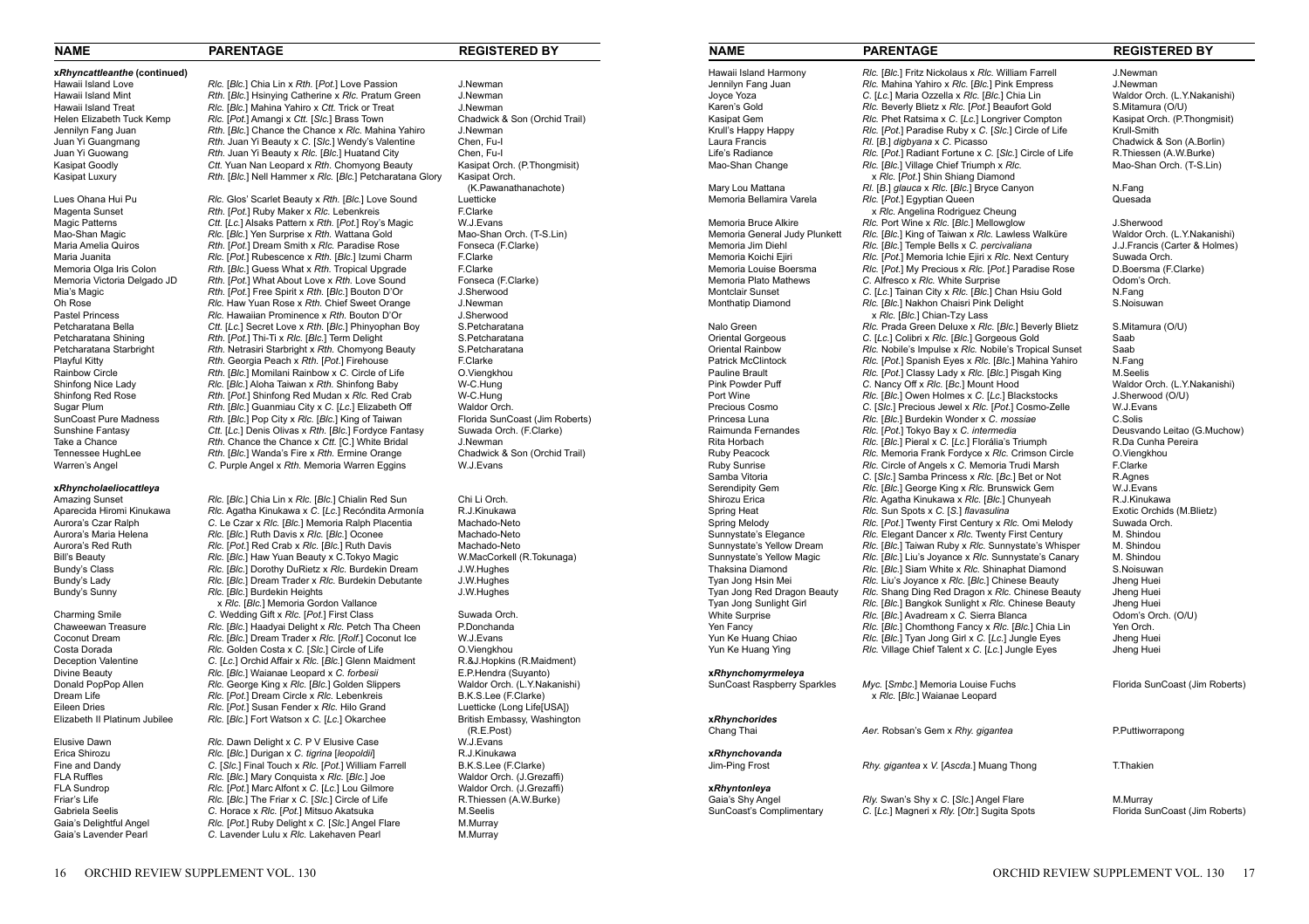| NAME | PARENTAGE | REGISTERED BY |
|---|---|---|
| ***x*****Rhyncattleanthe (continued)** | | |
| Hawaii Island Love | *Rlc.* [*Blc.*] Chia Lin x *Rth.* [*Pot.*] Love Passion | J.Newman |
| Hawaii Island Mint | *Rth.* [*Blc.*] Hsinying Catherine x *Rlc.* Pratum Green | J.Newman |
| Hawaii Island Treat | *Rlc.* [*Blc.*] Mahina Yahiro x *Ctt.* Trick or Treat | J.Newman |
| Helen Elizabeth Tuck Kemp | *Rlc.* [*Pot.*] Amangi x *Ctt.* [*Slc.*] Brass Town | Chadwick & Son (Orchid Trail) |
| Jennilyn Fang Juan | *Rth.* [*Blc.*] Chance the Chance x *Rlc.* Mahina Yahiro | J.Newman |
| Juan Yi Guangmang | *Rth.* Juan Yi Beauty x *C.* [*Slc.*] Wendy's Valentine | Chen, Fu-I |
| Juan Yi Guowang | *Rth.* Juan Yi Beauty x *Rlc.* [*Blc.*] Huatand City | Chen, Fu-I |
| Kasipat Goodly | *Ctt.* Yuan Nan Leopard x *Rth.* Chomyong Beauty | Kasipat Orch. (P.Thongmisit) |
| Kasipat Luxury | *Rth.* [*Blc.*] Nell Hammer x *Rlc.* [*Blc.*] Petcharatana Glory | Kasipat Orch. (K.Pawanathanachote) |
| Lues Ohana Hui Pu | *Rlc.* Glos' Scarlet Beauty x *Rth.* [*Blc.*] Love Sound | Luetticke |
| Magenta Sunset | *Rth.* [*Pot.*] Ruby Maker x *Rlc.* Lebenkreis | F.Clarke |
| Magic Patterns | *Ctt.* [*Lc.*] Alsaks Pattern x *Rth.* [*Pot.*] Roy's Magic | W.J.Evans |
| Mao-Shan Magic | *Rlc.* [*Blc.*] Yen Surprise x *Rth.* Wattana Gold | Mao-Shan Orch. (T-S.Lin) |
| Maria Amelia Quiros | *Rth.* [*Pot.*] Dream Smith x *Rlc.* Paradise Rose | Fonseca (F.Clarke) |
| Maria Juanita | *Rlc.* [*Pot.*] Rubescence x *Rth.* [*Blc.*] Izumi Charm | F.Clarke |
| Memoria Olga Iris Colon | *Rth.* [*Blc.*] Guess What x *Rth.* Tropical Upgrade | F.Clarke |
| Memoria Victoria Delgado JD | *Rth.* [*Pot.*] What About Love x *Rth.* Love Sound | Fonseca (F.Clarke) |
| Mia's Magic | *Rth.* [*Pot.*] Free Spirit x *Rth.* [*Blc.*] Bouton D'Or | J.Sherwood |
| Oh Rose | *Rlc.* Haw Yuan Rose x *Rth.* Chief Sweet Orange | J.Newman |
| Pastel Princess | *Rlc.* Hawaiian Prominence x *Rth.* Bouton D'Or | J.Sherwood |
| Petcharatana Bella | *Ctt.* [*Lc.*] Secret Love x *Rth.* [*Blc.*] Phinyophan Boy | S.Petcharatana |
| Petcharatana Shining | *Rth.* [*Pot.*] Thi-Ti x *Rlc.* [*Blc.*] Term Delight | S.Petcharatana |
| Petcharatana Starbright | *Rth.* Netrasiri Starbright x *Rth.* Chomyong Beauty | S.Petcharatana |
| Playful Kitty | *Rth.* Georgia Peach x *Rth.* [*Pot.*] Firehouse | F.Clarke |
| Rainbow Circle | *Rth.* [*Blc.*] Momilani Rainbow x *C.* Circle of Life | O.Viengkhou |
| Shinfong Nice Lady | *Rlc.* [*Blc.*] Aloha Taiwan x *Rth.* Shinfong Baby | W-C.Hung |
| Shinfong Red Rose | *Rth.* [*Pot.*] Shinfong Red Mudan x *Rlc.* Red Crab | W-C.Hung |
| Sugar Plum | *Rth.* [*Blc.*] Guanmiau City x *C.* [*Lc.*] Elizabeth Off | Waldor Orch. |
| SunCoast Pure Madness | *Rth.* [*Blc.*] Pop City x *Rlc.* [*Blc.*] King of Taiwan | Florida SunCoast (Jim Roberts) |
| Sunshine Fantasy | *Ctt.* [*Lc.*] Denis Olivas x *Rth.* [*Blc.*] Fordyce Fantasy | Suwada Orch. (F.Clarke) |
| Take a Chance | *Rth.* Chance the Chance x *Ctt.* [*C.*] White Bridal | J.Newman |
| Tennessee HughLee | *Rth.* [*Blc.*] Wanda's Fire x *Rth.* Ermine Orange | Chadwick & Son (Orchid Trail) |
| Warren's Angel | *C.* Purple Angel x *Rth.* Memoria Warren Eggins | W.J.Evans |
| ***x*****Rhyncholaeliocattleya** | | |
| Amazing Sunset | *Rlc.* [*Blc.*] Chia Lin x *Rlc.* [*Blc.*] Chialin Red Sun | Chi Li Orch. |
| Aparecida Hiromi Kinukawa | *Rlc.* Agatha Kinukawa x *C.* [*Lc.*] Recóndita Armonía | R.J.Kinukawa |
| Aurora's Czar Ralph | *C.* Le Czar x *Rlc.* [*Blc.*] Memoria Ralph Placentia | Machado-Neto |
| Aurora's Maria Helena | *Rlc.* [*Blc.*] Ruth Davis x *Rlc.* [*Blc.*] Oconee | Machado-Neto |
| Aurora's Red Ruth | *Rlc.* [*Pot.*] Red Crab x *Rlc.* [*Blc.*] Ruth Davis | Machado-Neto |
| Bill's Beauty | *Rlc.* [*Blc.*] Haw Yuan Beauty x *C.*Tokyo Magic | W.MacCorkell (R.Tokunaga) |
| Bundy's Class | *Rlc.* [*Blc.*] Dorothy DuRietz x *Rlc.* Burdekin Dream | J.W.Hughes |
| Bundy's Lady | *Rlc.* [*Blc.*] Dream Trader x *Rlc.* Burdekin Debutante | J.W.Hughes |
| Bundy's Sunny | *Rlc.* [*Blc.*] Burdekin Heights x *Rlc.* [*Blc.*] Memoria Gordon Vallance | J.W.Hughes |
| Charming Smile | *C.* Wedding Gift x *Rlc.* [*Pot.*] First Class | Suwada Orch. |
| Chaweewan Treasure | *Rlc.* [*Blc.*] Haadyai Delight x *Rlc.* Petch Tha Cheen | P.Donchanda |
| Coconut Dream | *Rlc.* [*Blc.*] Dream Trader x *Rlc.* [*Rolf.*] Coconut Ice | W.J.Evans |
| Costa Dorada | *Rlc.* Golden Costa x *C.* [*Slc.*] Circle of Life | O.Viengkhou |
| Deception Valentine | *C.* [*Lc.*] Orchid Affair x *Rlc.* [*Blc.*] Glenn Maidment | R.&J.Hopkins (R.Maidment) |
| Divine Beauty | *Rlc.* [*Blc.*] Waianae Leopard x *C. forbesii* | E.P.Hendra (Suyanto) |
| Donald PopPop Allen | *Rlc.* George King x *Rlc.* [*Blc.*] Golden Slippers | Waldor Orch. (L.Y.Nakanishi) |
| Dream Life | *Rlc.* [*Pot.*] Dream Circle x *Rlc.* Lebenkreis | B.K.S.Lee (F.Clarke) |
| Eileen Dries | *Rlc.* [*Pot.*] Susan Fender x *Rlc.* Hilo Grand | Luetticke (Long Life[USA]) |
| Elizabeth II Platinum Jubilee | *Rlc.* [*Blc.*] Fort Watson x *C.* [*Lc.*] Okarchee | British Embassy, Washington (R.E.Post) |
| Elusive Dawn | *Rlc.* Dawn Delight x *C.* P V Elusive Case | W.J.Evans |
| Erica Shirozu | *Rlc.* [*Blc.*] Durigan x *C. tigrina* [*leopoldii*] | R.J.Kinukawa |
| Fine and Dandy | *C.* [*Slc.*] Final Touch x *Rlc.* [*Pot.*] William Farrell | B.K.S.Lee (F.Clarke) |
| FLA Ruffles | *Rlc.* [*Blc.*] Mary Conquista x *Rlc.* [*Blc.*] Joe | Waldor Orch. (J.Grezaffi) |
| FLA Sundrop | *Rlc.* [*Pot.*] Marc Alfont x *C.* [*Lc.*] Lou Gilmore | Waldor Orch. (J.Grezaffi) |
| Friar's Life | *Rlc.* [*Blc.*] The Friar x *C.* [*Slc.*] Circle of Life | R.Thiessen (A.W.Burke) |
| Gabriela Seelis | *C.* Horace x *Rlc.* [*Pot.*] Mitsuo Akatsuka | M.Seelis |
| Gaia's Delightful Angel | *Rlc.* [*Pot.*] Ruby Delight x *C.* [*Slc.*] Angel Flare | M.Murray |
| Gaia's Lavender Pearl | *C.* Lavender Lulu x *Rlc.* Lakehaven Pearl | M.Murray |
| Hawaii Island Harmony | *Rlc.* [*Blc.*] Fritz Nickolaus x *Rlc.* William Farrell | J.Newman |
| Jennilyn Fang Juan | *Rlc.* Mahina Yahiro x *Rlc.* [*Blc.*] Pink Empress | J.Newman |
| Joyce Yoza | *C.* [*Lc.*] Maria Ozzella x *Rlc.* [*Blc.*] Chia Lin | Waldor Orch. (L.Y.Nakanishi) |
| Karen's Gold | *Rlc.* Beverly Blietz x *Rlc.* [*Pot.*] Beaufort Gold | S.Mitamura (O/U) |
| Kasipat Gem | *Rlc.* Phet Ratsima x *C.* [*Lc.*] Longriver Compton | Kasipat Orch. (P.Thongmisit) |
| Krull's Happy Happy | *Rlc.* [*Pot.*] Paradise Ruby x *C.* [*Slc.*] Circle of Life | Krull-Smith |
| Laura Francis | *Rl.* [*B.*] *digbyana* x *C.* Picasso | Chadwick & Son (A.Borlin) |
| Life's Radiance | *Rlc.* [*Pot.*] Radiant Fortune x *C.* [*Slc.*] Circle of Life | R.Thiessen (A.W.Burke) |
| Mao-Shan Change | *Rlc.* [*Blc.*] Village Chief Triumph x *Rlc.* [*Pot.*] Shin Shiang Diamond | Mao-Shan Orch. (T-S.Lin) |
| Mary Lou Mattana | *Rl.* [*B.*] *glauca* x *Rlc.* [*Blc.*] Bryce Canyon | N.Fang |
| Memoria Bellamira Varela | *Rlc.* [*Pot.*] Egyptian Queen x *Rlc.* Angelina Rodriguez Cheung | Quesada |
| Memoria Bruce Alkire | *Rlc.* Port Wine x *Rlc.* [*Blc.*] Mellowglow | J.Sherwood |
| Memoria General Judy Plunkett | *Rlc.* [*Blc.*] King of Taiwan x *Rlc.* Lawless Walküre | Waldor Orch. (L.Y.Nakanishi) |
| Memoria Jim Diehl | *Rlc.* [*Blc.*] Temple Bells x *C. percivaliana* | J.J.Francis (Carter & Holmes) |
| Memoria Koichi Ejiri | *Rlc.* [*Pot.*] Memoria Ichie Ejiri x *Rlc.* Next Century | Suwada Orch. |
| Memoria Louise Boersma | *Rlc.* [*Pot.*] My Precious x *Rlc.* [*Pot.*] Paradise Rose | D.Boersma (F.Clarke) |
| Memoria Plato Mathews | *C.* Alfresco x *Rlc.* White Surprise | Odom's Orch. |
| Montclair Sunset | *C.* [*Lc.*] Tainan City x *Rlc.* [*Blc.*] Chan Hsiu Gold | N.Fang |
| Monthatip Diamond | *Rlc.* [*Blc.*] Nakhon Chaisri Pink Delight x *Rlc.* [*Blc.*] Chian-Tzy Lass | S.Noisuwan |
| Nalo Green | *Rlc.* Prada Green Deluxe x *Rlc.* [*Blc.*] Beverly Blietz | S.Mitamura (O/U) |
| Oriental Gorgeous | *C.* [*Lc.*] Colibri x *Rlc.* [*Blc.*] Gorgeous Gold | Saab |
| Oriental Rainbow | *Rlc.* Nobile's Impulse x *Rlc.* Nobile's Tropical Sunset | Saab |
| Patrick McClintock | *Rlc.* [*Pot.*] Spanish Eyes x *Rlc.* [*Blc.*] Mahina Yahiro | N.Fang |
| Pauline Brault | *Rlc.* [*Pot.*] Classy Lady x *Rlc.* [*Blc.*] Pisgah King | M.Seelis |
| Pink Powder Puff | *C.* Nancy Off x *Rlc.* [*Bc.*] Mount Hood | Waldor Orch. (L.Y.Nakanishi) |
| Port Wine | *Rlc.* [*Blc.*] Owen Holmes x *C.* [*Lc.*] Blackstocks | J.Sherwood (O/U) |
| Precious Cosmo | *C.* [*Slc.*] Precious Jewel x *Rlc.* [*Pot.*] Cosmo-Zelle | W.J.Evans |
| Princesa Luna | *Rlc.* [*Blc.*] Burdekin Wonder x *C. mossiae* | C.Solis |
| Raimunda Fernandes | *Rlc.* [*Pot.*] Tokyo Bay x *C. intermedia* | Deusvando Leitao (G.Muchow) |
| Rita Horbach | *Rlc.* [*Blc.*] Pieral x *C.* [*Lc.*] Florália's Triumph | R.Da Cunha Pereira |
| Ruby Peacock | *Rlc.* Memoria Frank Fordyce x *Rlc.* Crimson Circle | O.Viengkhou |
| Ruby Sunrise | *Rlc.* Circle of Angels x *C.* Memoria Trudi Marsh | F.Clarke |
| Samba Vitoria | *C.* [*Slc.*] Samba Princess x *Rlc.* [*Bc.*] Bet or Not | R.Agnes |
| Serendipity Gem | *Rlc.* [*Blc.*] George King x *Rlc.* Brunswick Gem | W.J.Evans |
| Shirozu Erica | *Rlc.* Agatha Kinukawa x *Rlc.* [*Blc.*] Chunyeah | R.J.Kinukawa |
| Spring Heat | *Rlc.* Sun Spots x *C.* [*S.*] *flavasulina* | Exotic Orchids (M.Blietz) |
| Spring Melody | *Rlc.* [*Pot.*] Twenty First Century x *Rlc.* Omi Melody | Suwada Orch. |
| Sunnystate's Elegance | *Rlc.* Elegant Dancer x *Rlc.* Twenty First Century | M. Shindou |
| Sunnystate's Yellow Dream | *Rlc.* [*Blc.*] Taiwan Ruby x *Rlc.* Sunnystate's Whisper | M. Shindou |
| Sunnystate's Yellow Magic | *Rlc.* [*Blc.*] Liu's Joyance x *Rlc.* Sunnystate's Canary | M. Shindou |
| Thaksina Diamond | *Rlc.* [*Blc.*] Siam White x *Rlc.* Shinaphat Diamond | S.Noisuwan |
| Tyan Jong Hsin Mei | *Rlc.* Liu's Joyance x *Rlc.* [*Blc.*] Chinese Beauty | Jheng Huei |
| Tyan Jong Red Dragon Beauty | *Rlc.* Shang Ding Red Dragon x *Rlc.* Chinese Beauty | Jheng Huei |
| Tyan Jong Sunlight Girl | *Rlc.* [*Blc.*] Bangkok Sunlight x *Rlc.* Chinese Beauty | Jheng Huei |
| White Surprise | *Rlc.* [*Blc.*] Avadream x *C.* Sierra Blanca | Odom's Orch. (O/U) |
| Yen Fancy | *Rlc.* [*Blc.*] Chomthong Fancy x *Rlc.* [*Blc.*] Chia Lin | Yen Orch. |
| Yun Ke Huang Chiao | *Rlc.* [*Blc.*] Tyan Jong Girl x *C.* [*Lc.*] Jungle Eyes | Jheng Huei |
| Yun Ke Huang Ying | *Rlc.* Village Chief Talent x *C.* [*Lc.*] Jungle Eyes | Jheng Huei |
| ***x*****Rhynchomyrmeleya** | | |
| SunCoast Raspberry Sparkles | *Myc.* [*Smbc.*] Memoria Louise Fuchs x *Rlc.* [*Blc.*] Waianae Leopard | Florida SunCoast (Jim Roberts) |
| ***x*****Rhynchorides** | | |
| Chang Thai | *Aer.* Robsan's Gem x *Rhy. gigantea* | P.Puttiworrapong |
| ***x*****Rhynchovanda** | | |
| Jim-Ping Frost | *Rhy. gigantea* x *V.* [*Ascda.*] Muang Thong | T.Thakien |
| ***x*****Rhyntonleya** | | |
| Gaia's Shy Angel | *Rly.* Swan's Shy x *C.* [*Slc.*] Angel Flare | M.Murray |
| SunCoast's Complimentary | *C.* [*Lc.*] Magneri x *Rly.* [*Otr.*] Sugita Spots | Florida SunCoast (Jim Roberts) |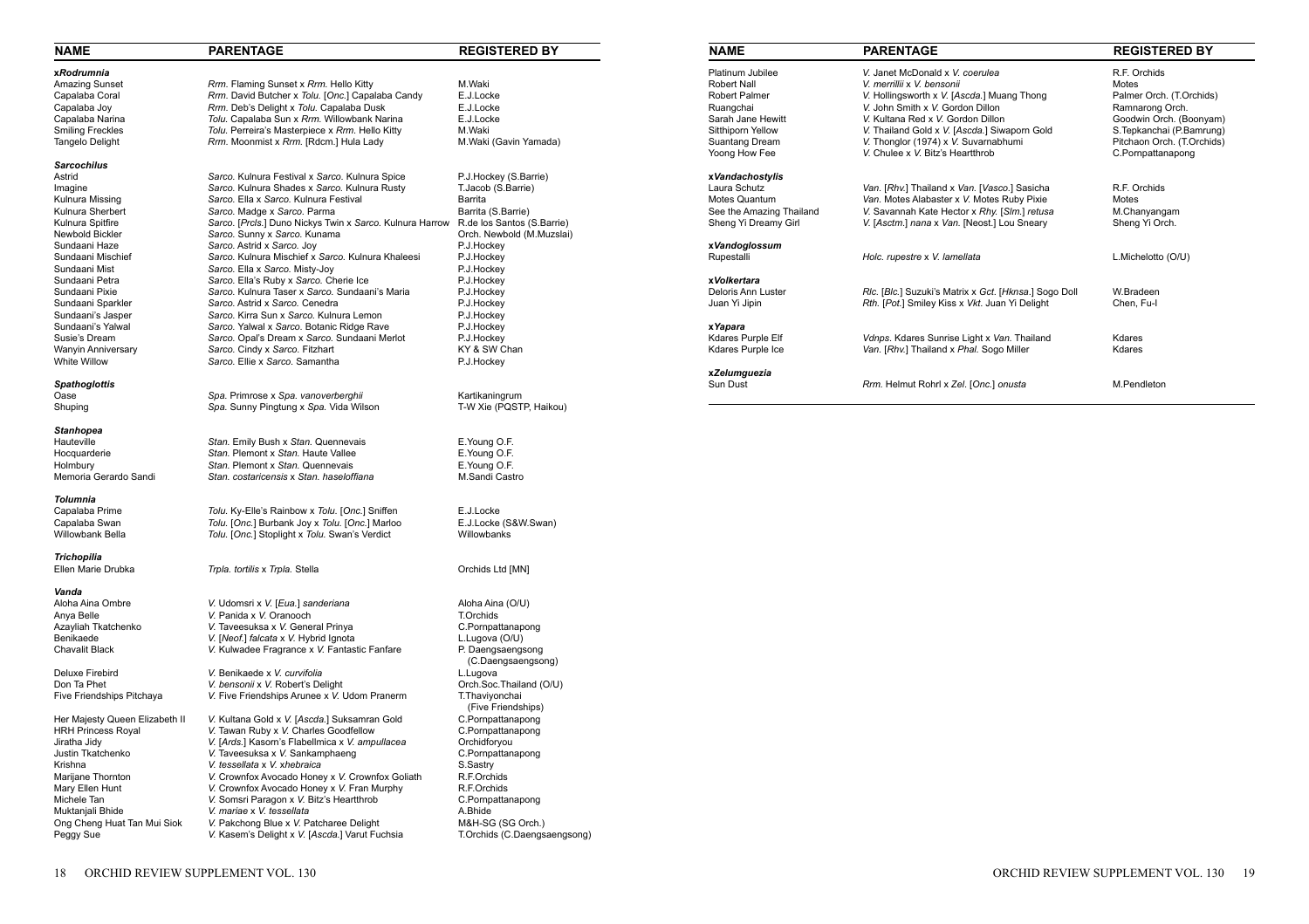| NAME | PARENTAGE | REGISTERED BY |
|---|---|---|
| ***x*Rodrumnia** | | |
| Amazing Sunset | *Rrm.* Flaming Sunset x *Rrm.* Hello Kitty | M.Waki |
| Capalaba Coral | *Rrm.* David Butcher x *Tolu.* [*Onc.*] Capalaba Candy | E.J.Locke |
| Capalaba Joy | *Rrm.* Deb's Delight x *Tolu.* Capalaba Dusk | E.J.Locke |
| Capalaba Narina | *Tolu.* Capalaba Sun x *Rrm.* Willowbank Narina | E.J.Locke |
| Smiling Freckles | *Tolu.* Perreira's Masterpiece x *Rrm.* Hello Kitty | M.Waki |
| Tangelo Delight | *Rrm.* Moonmist x *Rrm.* [Rdcm.] Hula Lady | M.Waki (Gavin Yamada) |
| ***Sarcochilus*** | | |
| Astrid | *Sarco.* Kulnura Festival x *Sarco.* Kulnura Spice | P.J.Hockey (S.Barrie) |
| Imagine | *Sarco.* Kulnura Shades x *Sarco.* Kulnura Rusty | T.Jacob (S.Barrie) |
| Kulnura Missing | *Sarco.* Ella x *Sarco.* Kulnura Festival | Barrita |
| Kulnura Sherbert | *Sarco.* Madge x *Sarco.* Parma | Barrita (S.Barrie) |
| Kulnura Spitfire | *Sarco.* [*Prcls.*] Duno Nickys Twin x *Sarco.* Kulnura Harrow | R.de los Santos (S.Barrie) |
| Newbold Bickler | *Sarco.* Sunny x *Sarco.* Kunama | Orch. Newbold (M.Muzslai) |
| Sundaani Haze | *Sarco.* Astrid x *Sarco.* Joy | P.J.Hockey |
| Sundaani Mischief | *Sarco.* Kulnura Mischief x *Sarco.* Kulnura Khaleesi | P.J.Hockey |
| Sundaani Mist | *Sarco.* Ella x *Sarco.* Misty-Joy | P.J.Hockey |
| Sundaani Petra | *Sarco.* Ella's Ruby x *Sarco.* Cherie Ice | P.J.Hockey |
| Sundaani Pixie | *Sarco.* Kulnura Taser x *Sarco.* Sundaani's Maria | P.J.Hockey |
| Sundaani Sparkler | *Sarco.* Astrid x *Sarco.* Cenedra | P.J.Hockey |
| Sundaani's Jasper | *Sarco.* Kirra Sun x *Sarco.* Kulnura Lemon | P.J.Hockey |
| Sundaani's Yalwal | *Sarco.* Yalwal x *Sarco.* Botanic Ridge Rave | P.J.Hockey |
| Susie's Dream | *Sarco.* Opal's Dream x *Sarco.* Sundaani Merlot | P.J.Hockey |
| Wanyin Anniversary | *Sarco.* Cindy x *Sarco.* Fitzhart | KY & SW Chan |
| White Willow | *Sarco.* Ellie x *Sarco.* Samantha | P.J.Hockey |
| ***Spathoglottis*** | | |
| Oase | *Spa.* Primrose x *Spa. vanoverberghii* | Kartikaningrum |
| Shuping | *Spa.* Sunny Pingtung x *Spa.* Vida Wilson | T-W Xie (PQSTP, Haikou) |
| ***Stanhopea*** | | |
| Hauteville | *Stan.* Emily Bush x *Stan.* Quennevais | E.Young O.F. |
| Hocquarderie | *Stan.* Plemont x *Stan.* Haute Vallee | E.Young O.F. |
| Holmbury | *Stan.* Plemont x *Stan.* Quennevais | E.Young O.F. |
| Memoria Gerardo Sandi | *Stan. costaricensis* x *Stan. haseloffiana* | M.Sandi Castro |
| ***Tolumnia*** | | |
| Capalaba Prime | *Tolu.* Ky-Elle's Rainbow x *Tolu.* [*Onc.*] Sniffen | E.J.Locke |
| Capalaba Swan | *Tolu.* [*Onc.*] Burbank Joy x *Tolu.* [*Onc.*] Marloo | E.J.Locke (S&W.Swan) |
| Willowbank Bella | *Tolu.* [*Onc.*] Stoplight x *Tolu.* Swan's Verdict | Willowbanks |
| ***Trichopilia*** | | |
| Ellen Marie Drubka | *Trpla. tortilis* x *Trpla.* Stella | Orchids Ltd [MN] |
| ***Vanda*** | | |
| Aloha Aina Ombre | *V.* Udomsri x *V.* [*Eua.*] *sanderiana* | Aloha Aina (O/U) |
| Anya Belle | *V.* Panida x *V.* Oranooch | T.Orchids |
| Azayliah Tkatchenko | *V.* Taveesuksa x *V.* General Prinya | C.Pornpattanapong |
| Benikaede | *V.* [*Neof.*] *falcata* x *V.* Hybrid Ignota | L.Lugova (O/U) |
| Chavalit Black | *V.* Kulwadee Fragrance x *V.* Fantastic Fanfare | P. Daengsaengsong (C.Daengsaengsong) |
| Deluxe Firebird | *V.* Benikaede x *V. curvifolia* | L.Lugova |
| Don Ta Phet | *V. bensonii* x *V.* Robert's Delight | Orch.Soc.Thailand (O/U) |
| Five Friendships Pitchaya | *V.* Five Friendships Arunee x *V.* Udom Pranerm | T.Thaviyonchai (Five Friendships) |
| Her Majesty Queen Elizabeth II | *V.* Kultana Gold x *V.* [*Ascda.*] Suksamran Gold | C.Pornpattanapong |
| HRH Princess Royal | *V.* Tawan Ruby x *V.* Charles Goodfellow | C.Pornpattanapong |
| Jiratha Jidy | *V.* [*Ards.*] Kasom's Flabellmica x *V. ampullacea* | Orchidforyou |
| Justin Tkatchenko | *V.* Taveesuksa x *V.* Sankamphaeng | C.Pornpattanapong |
| Krishna | *V. tessellata* x *V. xhebraica* | S.Sastry |
| Marijane Thornton | *V.* Crownfox Avocado Honey x *V.* Crownfox Goliath | R.F.Orchids |
| Mary Ellen Hunt | *V.* Crownfox Avocado Honey x *V.* Fran Murphy | R.F.Orchids |
| Michele Tan | *V.* Somsri Paragon x *V.* Bitz's Heartthrob | C.Pornpattanapong |
| Muktanjali Bhide | *V. mariae* x *V. tessellata* | A.Bhide |
| Ong Cheng Huat Tan Mui Siok | *V.* Pakchong Blue x *V.* Patcharee Delight | M&H-SG (SG Orch.) |
| Peggy Sue | *V.* Kasem's Delight x *V.* [*Ascda.*] Varut Fuchsia | T.Orchids (C.Daengsaengsong) |
| Platinum Jubilee | *V.* Janet McDonald x *V. coerulea* | R.F. Orchids |
| Robert Nall | *V. merrillii* x *V. bensonii* | Motes |
| Robert Palmer | *V.* Hollingsworth x *V.* [*Ascda.*] Muang Thong | Palmer Orch. (T.Orchids) |
| Ruangchai | *V.* John Smith x *V.* Gordon Dillon | Ramnarong Orch. |
| Sarah Jane Hewitt | *V.* Kultana Red x *V.* Gordon Dillon | Goodwin Orch. (Boonyam) |
| Sitthiporn Yellow | *V.* Thailand Gold x *V.* [*Ascda.*] Siwaporn Gold | S.Tepkanchai (P.Bamrung) |
| Suantang Dream | *V.* Thonglor (1974) x *V.* Suvarnabhumi | Pitchaon Orch. (T.Orchids) |
| Yoong How Fee | *V.* Chulee x *V.* Bitz's Heartthrob | C.Pornpattanapong |
| ***x*Vandachostylis** | | |
| Laura Schutz | *Van.* [*Rhv.*] Thailand x *Van.* [*Vasco.*] Sasicha | R.F. Orchids |
| Motes Quantum | *Van.* Motes Alabaster x *V.* Motes Ruby Pixie | Motes |
| See the Amazing Thailand | *V.* Savannah Kate Hector x *Rhy.* [*Slm.*] *retusa* | M.Chanyangam |
| Sheng Yi Dreamy Girl | *V.* [*Asctm.*] *nana* x *Van.* [*Neost.*] Lou Sneary | Sheng Yi Orch. |
| ***x*Vandoglossum** | | |
| Rupestalli | *Holc. rupestre* x *V. lamellata* | L.Michelotto (O/U) |
| ***x*Volkertara** | | |
| Deloris Ann Luster | *Rlc.* [*Blc.*] Suzuki's Matrix x *Gct.* [*Hknsa.*] Sogo Doll | W.Bradeen |
| Juan Yi Jipin | *Rth.* [*Pot.*] Smiley Kiss x *Vkt.* Juan Yi Delight | Chen, Fu-I |
| ***x*Yapara** | | |
| Kdares Purple Elf | *Vdnps.* Kdares Sunrise Light x *Van.* Thailand | Kdares |
| Kdares Purple Ice | *Van.* [*Rhv.*] Thailand x *Phal.* Sogo Miller | Kdares |
| ***x*Zelumguezia** | | |
| Sun Dust | *Rrm.* Helmut Rohrl x *Zel.* [*Onc.*] *onusta* | M.Pendleton |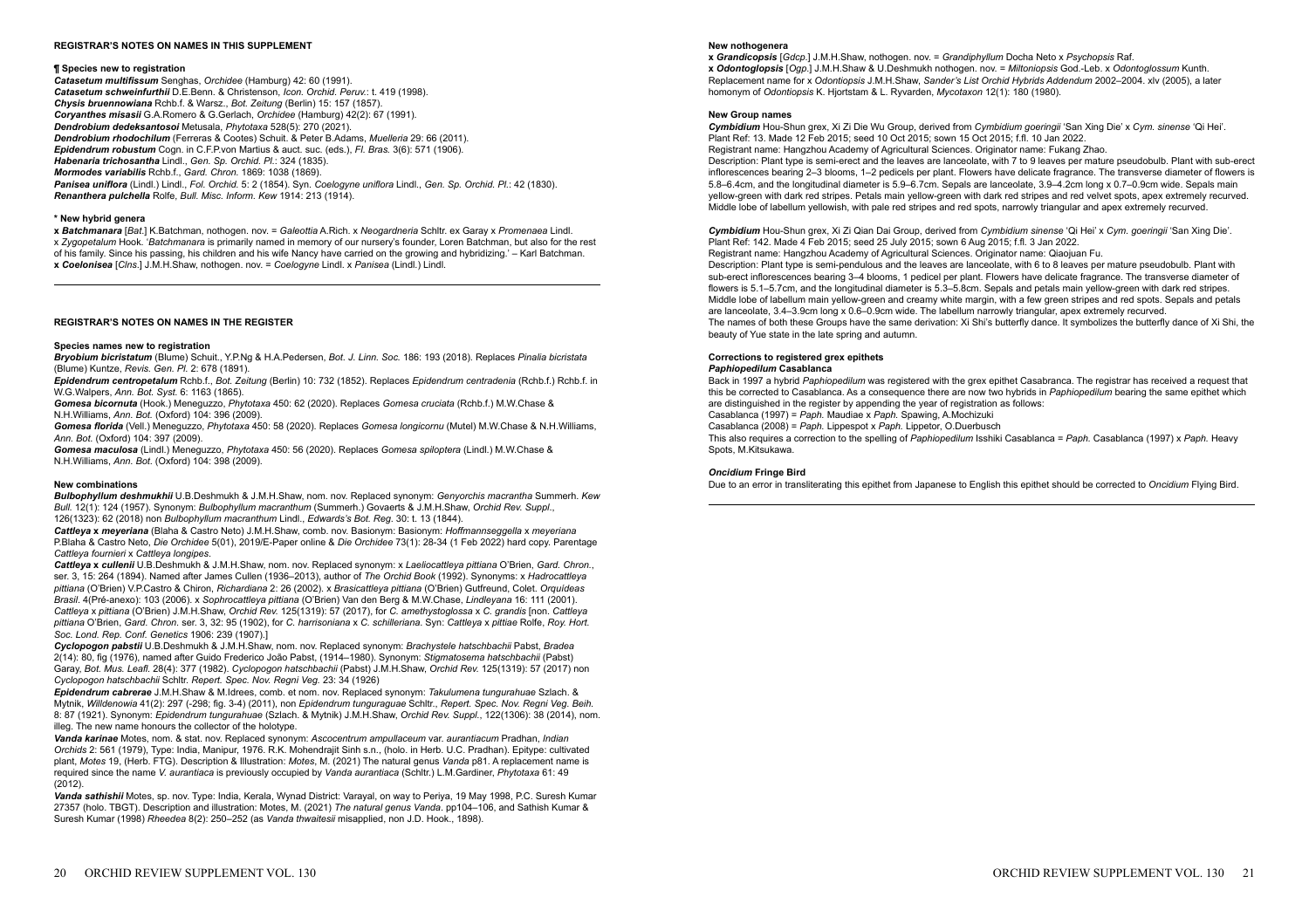## REGISTRAR'S NOTES ON NAMES IN THIS SUPPLEMENT

### ¶ Species new to registration

***Catasetum multifissum*** Senghas, *Orchidee* (Hamburg) 42: 60 (1991).
***Catasetum schweinfurthii*** D.E.Benn. & Christenson, *Icon. Orchid. Peruv.*: t. 419 (1998).
***Chysis bruennowiana*** Rchb.f. & Warsz., *Bot. Zeitung* (Berlin) 15: 157 (1857).
***Coryanthes misasii*** G.A.Romero & G.Gerlach, *Orchidee* (Hamburg) 42(2): 67 (1991).
***Dendrobium dedeksantosoi*** Metusala, *Phytotaxa* 528(5): 270 (2021).
***Dendrobium rhodochilum*** (Ferreras & Cootes) Schuit. & Peter B.Adams, *Muelleria* 29: 66 (2011).
***Epidendrum robustum*** Cogn. in C.F.P.von Martius & auct. suc. (eds.), *Fl. Bras.* 3(6): 571 (1906).
***Habenaria trichosantha*** Lindl., *Gen. Sp. Orchid. Pl.*: 324 (1835).
***Mormodes variabilis*** Rchb.f., *Gard. Chron.* 1869: 1038 (1869).
***Panisea uniflora*** (Lindl.) Lindl., *Fol. Orchid.* 5: 2 (1854). Syn. *Coelogyne uniflora* Lindl., *Gen. Sp. Orchid. Pl.*: 42 (1830).
***Renanthera pulchella*** Rolfe, *Bull. Misc. Inform. Kew* 1914: 213 (1914).

### * New hybrid genera

**x *Batchmanara*** [*Bat.*] K.Batchman, nothogen. nov. = *Galeottia* A.Rich. x *Neogardneria* Schltr. ex Garay x *Promenaea* Lindl. x *Zygopetalum* Hook. '*Batchmanara* is primarily named in memory of our nursery's founder, Loren Batchman, but also for the rest of his family. Since his passing, his children and his wife Nancy have carried on the growing and hybridizing.' – Karl Batchman.
**x *Coelonisea*** [*Clns.*] J.M.H.Shaw, nothogen. nov. = *Coelogyne* Lindl. x *Panisea* (Lindl.) Lindl.

## REGISTRAR'S NOTES ON NAMES IN THE REGISTER

### Species names new to registration

***Bryobium bicristatum*** (Blume) Schuit., Y.P.Ng & H.A.Pedersen, *Bot. J. Linn. Soc.* 186: 193 (2018). Replaces *Pinalia bicristata* (Blume) Kuntze, *Revis. Gen. Pl.* 2: 678 (1891).
***Epidendrum centropetalum*** Rchb.f., *Bot. Zeitung* (Berlin) 10: 732 (1852). Replaces *Epidendrum centradenia* (Rchb.f.) Rchb.f. in W.G.Walpers, *Ann. Bot. Syst.* 6: 1163 (1865).
***Gomesa bicornuta*** (Hook.) Meneguzzo, *Phytotaxa* 450: 62 (2020). Replaces *Gomesa cruciata* (Rchb.f.) M.W.Chase & N.H.Williams, *Ann. Bot.* (Oxford) 104: 396 (2009).
***Gomesa florida*** (Vell.) Meneguzzo, *Phytotaxa* 450: 58 (2020). Replaces *Gomesa longicornu* (Mutel) M.W.Chase & N.H.Williams, *Ann. Bot.* (Oxford) 104: 397 (2009).
***Gomesa maculosa*** (Lindl.) Meneguzzo, *Phytotaxa* 450: 56 (2020). Replaces *Gomesa spiloptera* (Lindl.) M.W.Chase & N.H.Williams, *Ann. Bot.* (Oxford) 104: 398 (2009).

### New combinations

***Bulbophyllum deshmukhii*** U.B.Deshmukh & J.M.H.Shaw, nom. nov. Replaced synonym: *Genyorchis macrantha* Summerh. *Kew Bull.* 12(1): 124 (1957). Synonym: *Bulbophyllum macranthum* (Summerh.) Govaerts & J.M.H.Shaw, *Orchid Rev. Suppl.*, 126(1323): 62 (2018) non *Bulbophyllum macranthum* Lindl., *Edwards's Bot. Reg.* 30: t. 13 (1844).
***Cattleya x meyeriana*** (Blaha & Castro Neto) J.M.H.Shaw, comb. nov. Basionym: Basionym: *Hoffmannseggella x meyeriana* P.Blaha & Castro Neto, *Die Orchidee* 5(01), 2019/E-Paper online & *Die Orchidee* 73(1): 28-34 (1 Feb 2022) hard copy. Parentage *Cattleya fournieri* x *Cattleya longipes*.
***Cattleya x cullenii*** U.B.Deshmukh & J.M.H.Shaw, nom. nov. Replaced synonym: x *Laeliocattleya pittiana* O'Brien, *Gard. Chron.*, ser. 3, 15: 264 (1894). Named after James Cullen (1936–2013), author of *The Orchid Book* (1992). Synonyms: x *Hadrocattleya pittiana* (O'Brien) V.P.Castro & Chiron, *Richardiana* 2: 26 (2002). x *Brasicattleya pittiana* (O'Brien) Gutfreund, Colet. *Orquídeas Brasil*. 4(Pré-anexo): 103 (2006). x *Sophrocattleya pittiana* (O'Brien) Van den Berg & M.W.Chase, *Lindleyana* 16: 111 (2001). *Cattleya x pittiana* (O'Brien) J.M.H.Shaw, *Orchid Rev.* 125(1319): 57 (2017), for *C. amethystoglossa x C. grandis* [non. *Cattleya pittiana* O'Brien, *Gard. Chron.* ser. 3, 32: 95 (1902), for *C. harrisoniana x C. schilleriana*. Syn: *Cattleya x pittiae* Rolfe, *Roy. Hort. Soc. Lond. Rep. Conf. Genetics* 1906: 239 (1907).]
***Cyclopogon pabstii*** U.B.Deshmukh & J.M.H.Shaw, nom. nov. Replaced synonym: *Brachystele hatschbachii* Pabst, *Bradea* 2(14): 80, fig (1976), named after Guido Frederico João Pabst, (1914–1980). Synonym: *Stigmatosema hatschbachii* (Pabst) Garay, *Bot. Mus. Leafl.* 28(4): 377 (1982). *Cyclopogon hatschbachii* (Pabst) J.M.H.Shaw, *Orchid Rev.* 125(1319): 57 (2017) non *Cyclopogon hatschbachii* Schltr. *Repert. Spec. Nov. Regni Veg.* 23: 34 (1926)
***Epidendrum cabrerae*** J.M.H.Shaw & M.Idrees, comb. et nom. nov. Replaced synonym: *Takulumena tungurahuae* Szlach. & Mytnik, *Willdenowia* 41(2): 297 (-298; fig. 3-4) (2011), non *Epidendrum tunguraguae* Schltr., *Repert. Spec. Nov. Regni Veg. Beih.* 8: 87 (1921). Synonym: *Epidendrum tungurahuae* (Szlach. & Mytnik) J.M.H.Shaw, *Orchid Rev. Suppl.*, 122(1306): 38 (2014), nom. illeg. The new name honours the collector of the holotype.
***Vanda karinae*** Motes, nom. & stat. nov. Replaced synonym: *Ascocentrum ampullaceum* var. *aurantiacum* Pradhan, *Indian Orchids* 2: 561 (1979), Type: India, Manipur, 1976. R.K. Mohendrajit Sinh s.n., (holo. in Herb. U.C. Pradhan). Epitype: cultivated plant, *Motes* 19, (Herb. FTG). Description & Illustration: *Motes*, M. (2021) The natural genus *Vanda* p81. A replacement name is required since the name *V. aurantiaca* is previously occupied by *Vanda aurantiaca* (Schltr.) L.M.Gardiner, *Phytotaxa* 61: 49 (2012).
***Vanda sathishii*** Motes, sp. nov. Type: India, Kerala, Wynad District: Varayal, on way to Periya, 19 May 1998, P.C. Suresh Kumar 27357 (holo. TBGT). Description and illustration: Motes, M. (2021) *The natural genus Vanda*. pp104–106, and Sathish Kumar & Suresh Kumar (1998) *Rheedea* 8(2): 250–252 (as *Vanda thwaitesii* misapplied, non J.D. Hook., 1898).

### New nothogenera

**x *Grandicopsis*** [*Gdcp.*] J.M.H.Shaw, nothogen. nov. = *Grandiphyllum* Docha Neto x *Psychopsis* Raf.
**x *Odontoglopsis*** [*Ogp.*] J.M.H.Shaw & U.Deshmukh nothogen. nov. = *Miltoniopsis* God.-Leb. x *Odontoglossum* Kunth. Replacement name for x *Odontiopsis* J.M.H.Shaw, *Sander's List Orchid Hybrids Addendum* 2002–2004. xlv (2005), a later homonym of *Odontiopsis* K. Hjortstam & L. Ryvarden, *Mycotaxon* 12(1): 180 (1980).

### New Group names

***Cymbidium*** Hou-Shun grex, Xi Zi Die Wu Group, derived from *Cymbidium goeringii* 'San Xing Die' x *Cym. sinense* 'Qi Hei'. Plant Ref: 13. Made 12 Feb 2015; seed 10 Oct 2015; sown 15 Oct 2015; f.fl. 10 Jan 2022.
Registrant name: Hangzhou Academy of Agricultural Sciences. Originator name: Fukang Zhao.
Description: Plant type is semi-erect and the leaves are lanceolate, with 7 to 9 leaves per mature pseudobulb. Plant with sub-erect inflorescences bearing 2–3 blooms, 1–2 pedicels per plant. Flowers have delicate fragrance. The transverse diameter of flowers is 5.8–6.4cm, and the longitudinal diameter is 5.9–6.7cm. Sepals are lanceolate, 3.9–4.2cm long x 0.7–0.9cm wide. Sepals main yellow-green with dark red stripes. Petals main yellow-green with dark red stripes and red velvet spots, apex extremely recurved. Middle lobe of labellum yellowish, with pale red stripes and red spots, narrowly triangular and apex extremely recurved.

***Cymbidium*** Hou-Shun grex, Xi Zi Qian Dai Group, derived from *Cymbidium sinense* 'Qi Hei' x *Cym. goeringii* 'San Xing Die'. Plant Ref: 142. Made 4 Feb 2015; seed 25 July 2015; sown 6 Aug 2015; f.fl. 3 Jan 2022.
Registrant name: Hangzhou Academy of Agricultural Sciences. Originator name: Qiaojuan Fu.
Description: Plant type is semi-pendulous and the leaves are lanceolate, with 6 to 8 leaves per mature pseudobulb. Plant with sub-erect inflorescences bearing 3–4 blooms, 1 pedicel per plant. Flowers have delicate fragrance. The transverse diameter of flowers is 5.1–5.7cm, and the longitudinal diameter is 5.3–5.8cm. Sepals and petals main yellow-green with dark red stripes. Middle lobe of labellum main yellow-green and creamy white margin, with a few green stripes and red spots. Sepals and petals are lanceolate, 3.4–3.9cm long x 0.6–0.9cm wide. The labellum narrowly triangular, apex extremely recurved.
The names of both these Groups have the same derivation: Xi Shi's butterfly dance. It symbolizes the butterfly dance of Xi Shi, the beauty of Yue state in the late spring and autumn.

### Corrections to registered grex epithets

#### *Paphiopedilum* Casablanca

Back in 1997 a hybrid *Paphiopedilum* was registered with the grex epithet Casabranca. The registrar has received a request that this be corrected to Casablanca. As a consequence there are now two hybrids in *Paphiopedilum* bearing the same epithet which are distinguished in the register by appending the year of registration as follows:
Casablanca (1997) = *Paph.* Maudiae x *Paph.* Spawing, A.Mochizuki
Casablanca (2008) = *Paph.* Lippespot x *Paph.* Lippetor, O.Duerbusch
This also requires a correction to the spelling of *Paphiopedilum* Isshiki Casablanca = *Paph.* Casablanca (1997) x *Paph.* Heavy Spots, M.Kitsukawa.

#### *Oncidium* Fringe Bird

Due to an error in transliterating this epithet from Japanese to English this epithet should be corrected to *Oncidium* Flying Bird.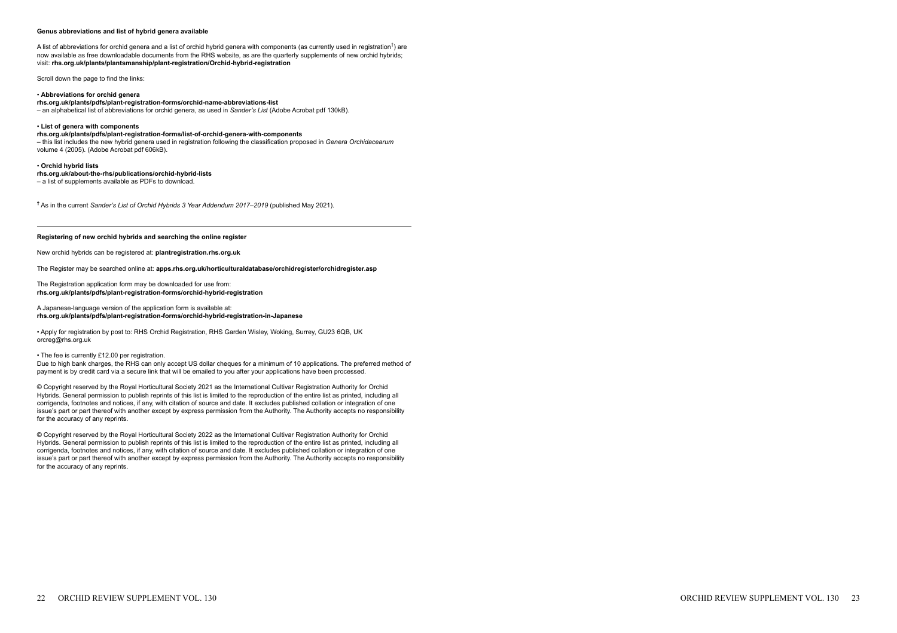**Genus abbreviations and list of hybrid genera available**

A list of abbreviations for orchid genera and a list of orchid hybrid genera with components (as currently used in registration[†]) are now available as free downloadable documents from the RHS website, as are the quarterly supplements of new orchid hybrids; visit: **rhs.org.uk/plants/plantsmanship/plant-registration/Orchid-hybrid-registration**

Scroll down the page to find the links:

- **Abbreviations for orchid genera**
  **rhs.org.uk/plants/pdfs/plant-registration-forms/orchid-name-abbreviations-list**
  – an alphabetical list of abbreviations for orchid genera, as used in *Sander's List* (Adobe Acrobat pdf 130kB).

- **List of genera with components**
  **rhs.org.uk/plants/pdfs/plant-registration-forms/list-of-orchid-genera-with-components**
  – this list includes the new hybrid genera used in registration following the classification proposed in *Genera Orchidacearum* volume 4 (2005). (Adobe Acrobat pdf 606kB).

- **Orchid hybrid lists**
  **rhs.org.uk/about-the-rhs/publications/orchid-hybrid-lists**
  – a list of supplements available as PDFs to download.

[†] As in the current *Sander's List of Orchid Hybrids 3 Year Addendum 2017–2019* (published May 2021).

---

**Registering of new orchid hybrids and searching the online register**

New orchid hybrids can be registered at: **plantregistration.rhs.org.uk**

The Register may be searched online at: **apps.rhs.org.uk/horticulturaldatabase/orchidregister/orchidregister.asp**

The Registration application form may be downloaded for use from:
**rhs.org.uk/plants/pdfs/plant-registration-forms/orchid-hybrid-registration**

A Japanese-language version of the application form is available at:
**rhs.org.uk/plants/pdfs/plant-registration-forms/orchid-hybrid-registration-in-Japanese**

- Apply for registration by post to: RHS Orchid Registration, RHS Garden Wisley, Woking, Surrey, GU23 6QB, UK
  orcreg@rhs.org.uk

- The fee is currently £12.00 per registration.

Due to high bank charges, the RHS can only accept US dollar cheques for a minimum of 10 applications. The preferred method of payment is by credit card via a secure link that will be emailed to you after your applications have been processed.

© Copyright reserved by the Royal Horticultural Society 2021 as the International Cultivar Registration Authority for Orchid Hybrids. General permission to publish reprints of this list is limited to the reproduction of the entire list as printed, including all corrigenda, footnotes and notices, if any, with citation of source and date. It excludes published collation or integration of one issue's part or part thereof with another except by express permission from the Authority. The Authority accepts no responsibility for the accuracy of any reprints.

© Copyright reserved by the Royal Horticultural Society 2022 as the International Cultivar Registration Authority for Orchid Hybrids. General permission to publish reprints of this list is limited to the reproduction of the entire list as printed, including all corrigenda, footnotes and notices, if any, with citation of source and date. It excludes published collation or integration of one issue's part or part thereof with another except by express permission from the Authority. The Authority accepts no responsibility for the accuracy of any reprints.